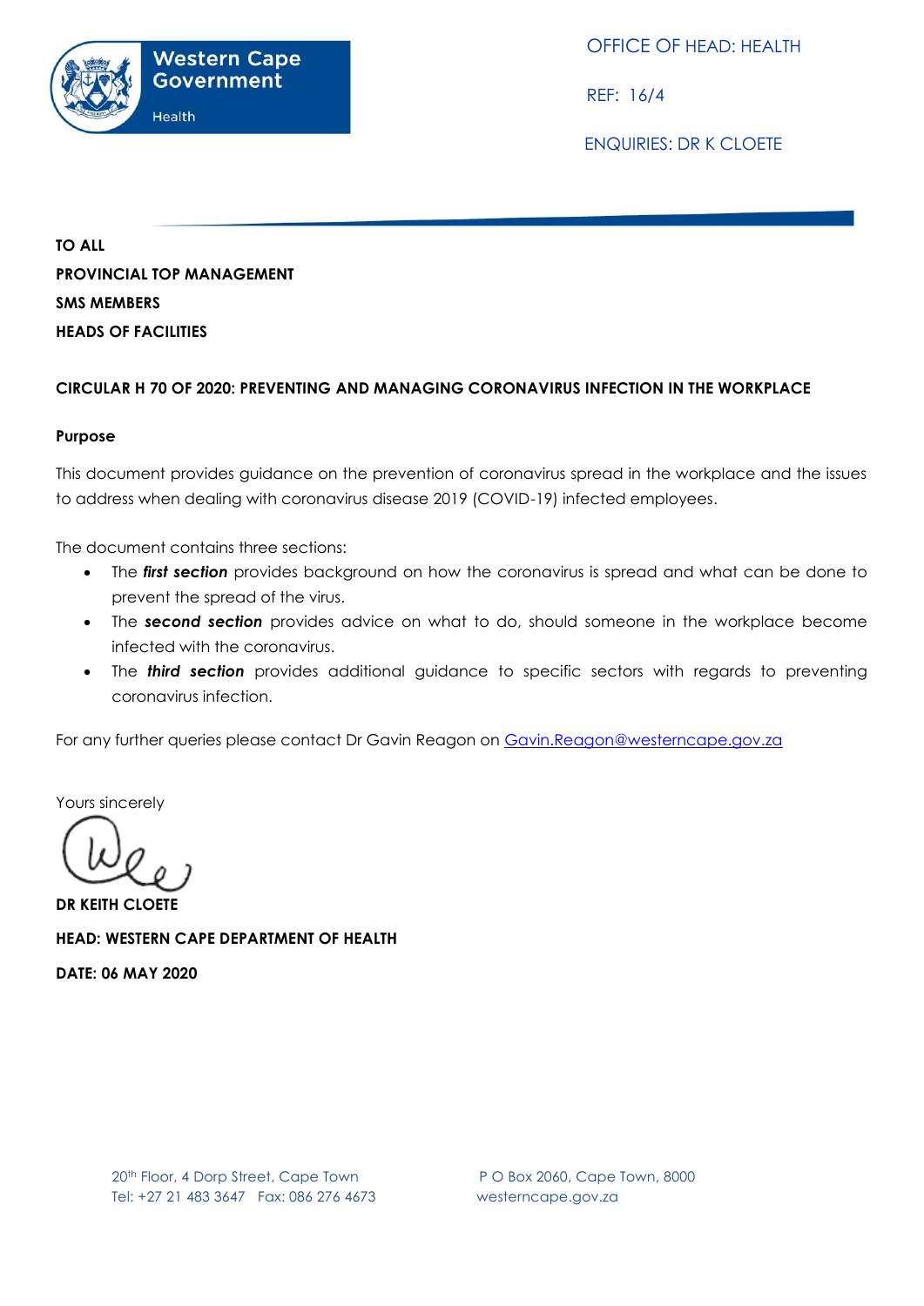Western Cape Government
Health

OFFICE OF HEAD: HEALTH

REF: 16/4

ENQUIRIES: DR K CLOETE

**TO ALL**

**PROVINCIAL TOP MANAGEMENT**

**SMS MEMBERS**

**HEADS OF FACILITIES**

**CIRCULAR H 70 OF 2020: PREVENTING AND MANAGING CORONAVIRUS INFECTION IN THE WORKPLACE**

**Purpose**

This document provides guidance on the prevention of coronavirus spread in the workplace and the issues to address when dealing with coronavirus disease 2019 (COVID-19) infected employees.

The document contains three sections:

- The ***first section*** provides background on how the coronavirus is spread and what can be done to prevent the spread of the virus.
- The ***second section*** provides advice on what to do, should someone in the workplace become infected with the coronavirus.
- The ***third section*** provides additional guidance to specific sectors with regards to preventing coronavirus infection.

For any further queries please contact Dr Gavin Reagon on Gavin.Reagon@westerncape.gov.za

Yours sincerely

**DR KEITH CLOETE**

**HEAD: WESTERN CAPE DEPARTMENT OF HEALTH**

**DATE: 06 MAY 2020**

20th Floor, 4 Dorp Street, Cape Town
Tel: +27 21 483 3647 Fax: 086 276 4673

P O Box 2060, Cape Town, 8000
westerncape.gov.za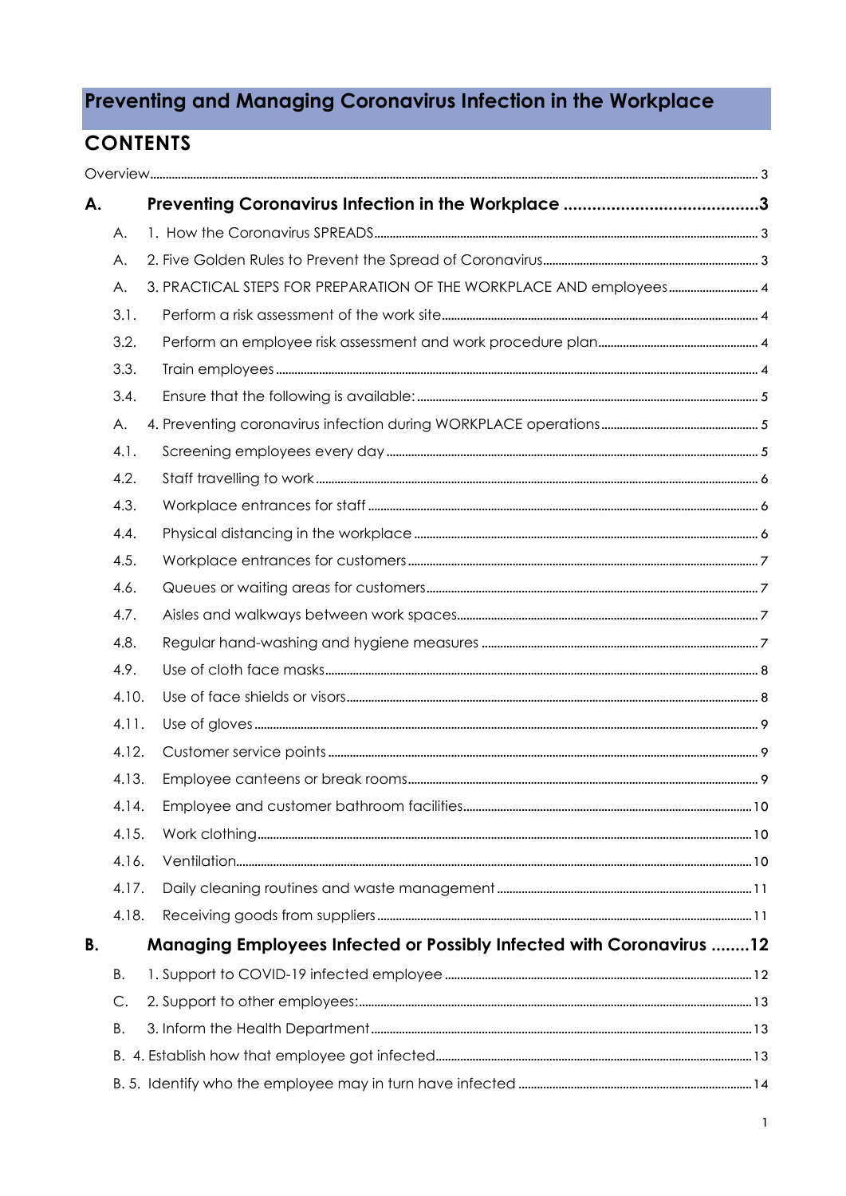# Preventing and Managing Coronavirus Infection in the Workplace

## CONTENTS

Overview ..... 3

**A. Preventing Coronavirus Infection in the Workplace ..... 3**

- A. 1. How the Coronavirus SPREADS ..... 3
- A. 2. Five Golden Rules to Prevent the Spread of Coronavirus ..... 3
- A. 3. PRACTICAL STEPS FOR PREPARATION OF THE WORKPLACE AND employees ..... 4
  - 3.1. Perform a risk assessment of the work site ..... 4
  - 3.2. Perform an employee risk assessment and work procedure plan ..... 4
  - 3.3. Train employees ..... 4
  - 3.4. Ensure that the following is available: ..... 5
- A. 4. Preventing coronavirus infection during WORKPLACE operations ..... 5
  - 4.1. Screening employees every day ..... 5
  - 4.2. Staff travelling to work ..... 6
  - 4.3. Workplace entrances for staff ..... 6
  - 4.4. Physical distancing in the workplace ..... 6
  - 4.5. Workplace entrances for customers ..... 7
  - 4.6. Queues or waiting areas for customers ..... 7
  - 4.7. Aisles and walkways between work spaces ..... 7
  - 4.8. Regular hand-washing and hygiene measures ..... 7
  - 4.9. Use of cloth face masks ..... 8
  - 4.10. Use of face shields or visors ..... 8
  - 4.11. Use of gloves ..... 9
  - 4.12. Customer service points ..... 9
  - 4.13. Employee canteens or break rooms ..... 9
  - 4.14. Employee and customer bathroom facilities ..... 10
  - 4.15. Work clothing ..... 10
  - 4.16. Ventilation ..... 10
  - 4.17. Daily cleaning routines and waste management ..... 11
  - 4.18. Receiving goods from suppliers ..... 11

**B. Managing Employees Infected or Possibly Infected with Coronavirus ..... 12**

- B. 1. Support to COVID-19 infected employee ..... 12
- C. 2. Support to other employees: ..... 13
- B. 3. Inform the Health Department ..... 13
- B. 4. Establish how that employee got infected ..... 13
- B. 5. Identify who the employee may in turn have infected ..... 14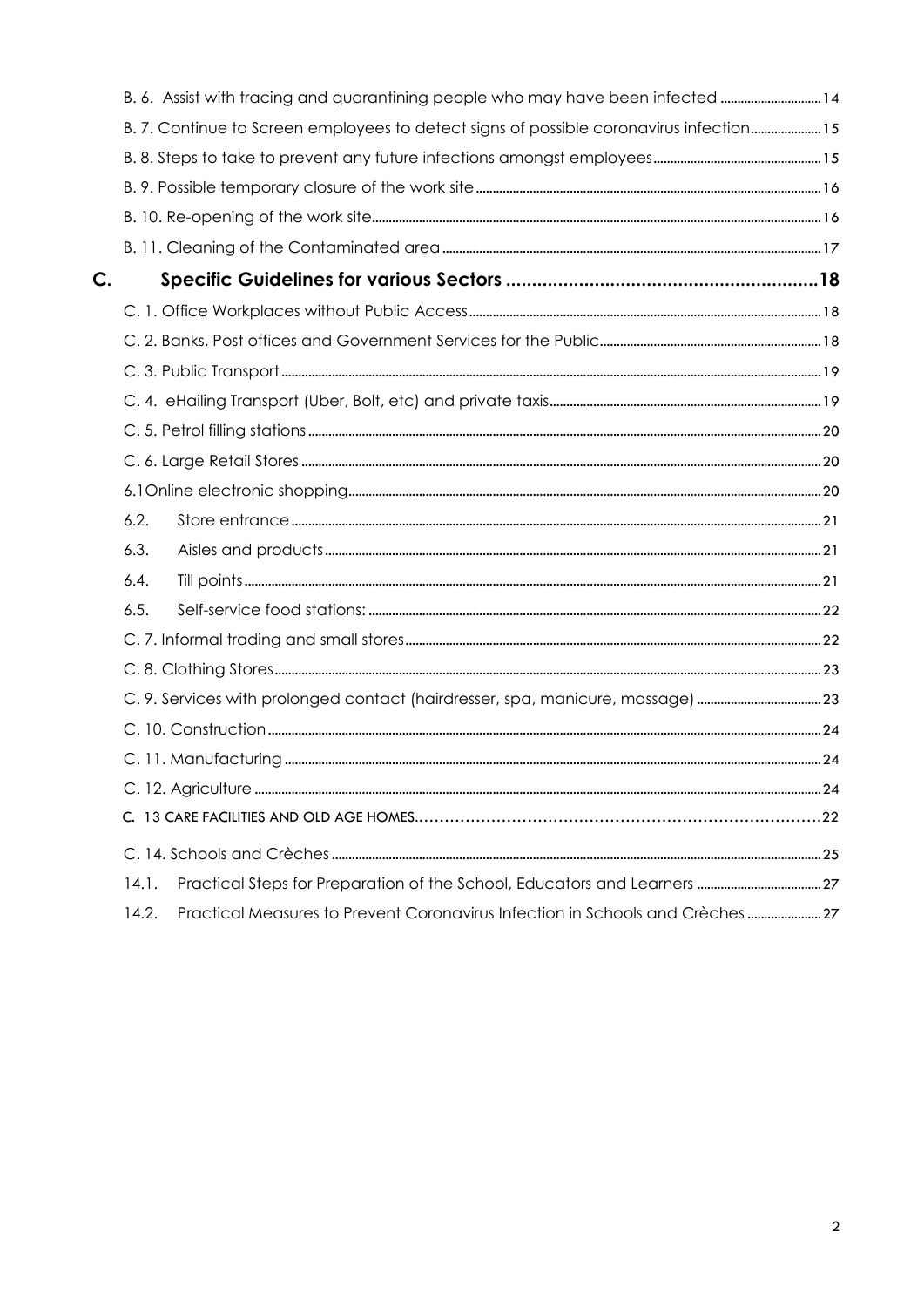B. 6. Assist with tracing and quarantining people who may have been infected ............................. 14

B. 7. Continue to Screen employees to detect signs of possible coronavirus infection..................... 15

B. 8. Steps to take to prevent any future infections amongst employees................................................. 15

B. 9. Possible temporary closure of the work site ...................................................................................... 16

B. 10. Re-opening of the work site.................................................................................................................. 16

B. 11. Cleaning of the Contaminated area ................................................................................................. 17

**C. Specific Guidelines for various Sectors ..........................................................18**

C. 1. Office Workplaces without Public Access ........................................................................................ 18

C. 2. Banks, Post offices and Government Services for the Public............................................................ 18

C. 3. Public Transport ..................................................................................................................................... 19

C. 4. eHailing Transport (Uber, Bolt, etc) and private taxis.......................................................................... 19

C. 5. Petrol filling stations ................................................................................................................................ 20

C. 6. Large Retail Stores ................................................................................................................................. 20

6.1 Online electronic shopping......................................................................................................................... 20

6.2. Store entrance ............................................................................................................................................ 21

6.3. Aisles and products ..................................................................................................................................... 21

6.4. Till points ........................................................................................................................................................ 21

6.5. Self-service food stations: ......................................................................................................................... 22

C. 7. Informal trading and small stores.......................................................................................................... 22

C. 8. Clothing Stores......................................................................................................................................... 23

C. 9. Services with prolonged contact (hairdresser, spa, manicure, massage) ..................................... 23

C. 10. Construction .......................................................................................................................................... 24

C. 11. Manufacturing ...................................................................................................................................... 24

C. 12. Agriculture ............................................................................................................................................. 24

C. 13 CARE FACILITIES AND OLD AGE HOMES.......................................................................................22

C. 14. Schools and Crèches ........................................................................................................................... 25

14.1. Practical Steps for Preparation of the School, Educators and Learners ..................................... 27

14.2. Practical Measures to Prevent Coronavirus Infection in Schools and Crèches ...................... 27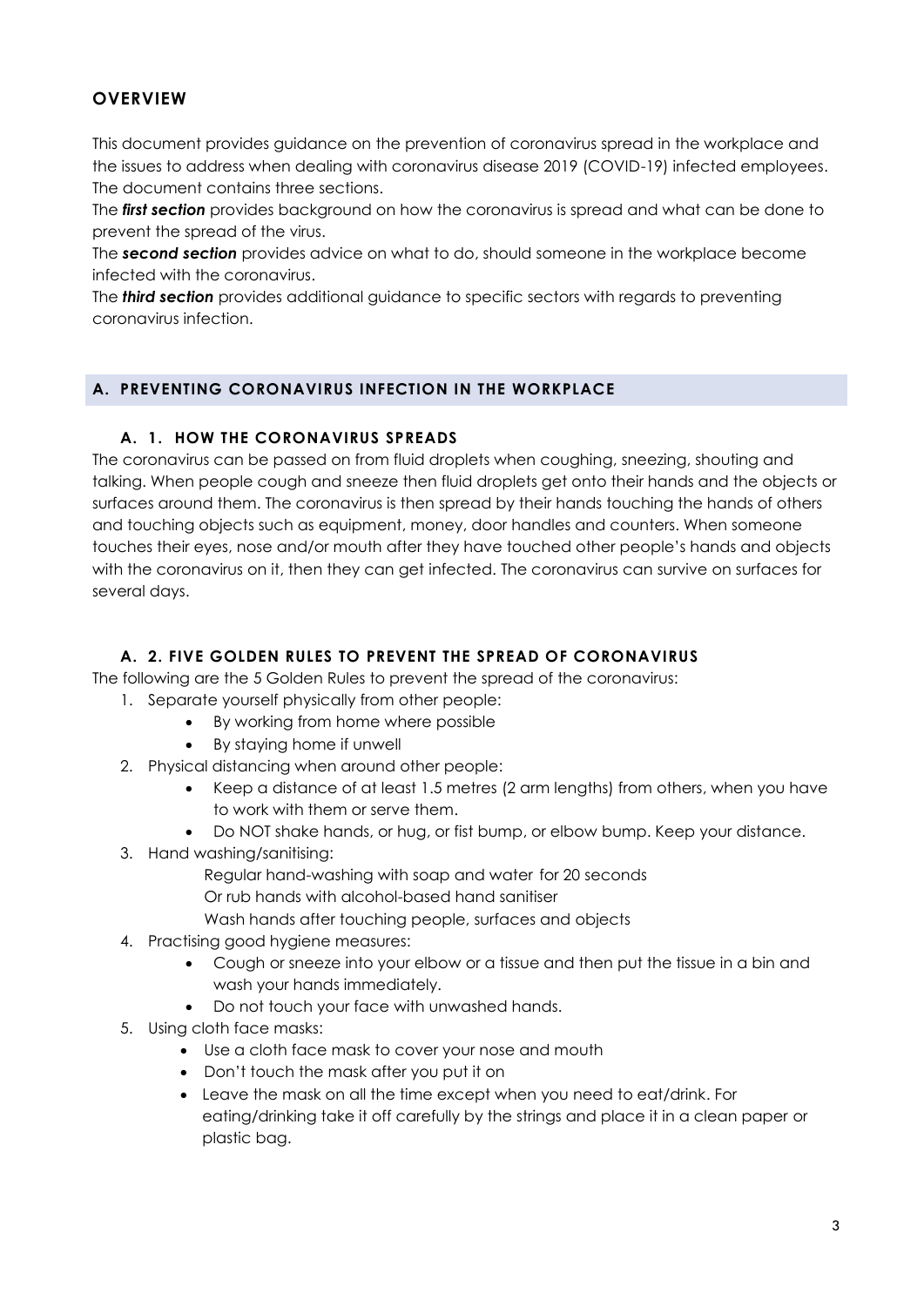## OVERVIEW

This document provides guidance on the prevention of coronavirus spread in the workplace and the issues to address when dealing with coronavirus disease 2019 (COVID-19) infected employees. The document contains three sections.

The ***first section*** provides background on how the coronavirus is spread and what can be done to prevent the spread of the virus.

The ***second section*** provides advice on what to do, should someone in the workplace become infected with the coronavirus.

The ***third section*** provides additional guidance to specific sectors with regards to preventing coronavirus infection.

## A. PREVENTING CORONAVIRUS INFECTION IN THE WORKPLACE

### A. 1. HOW THE CORONAVIRUS SPREADS

The coronavirus can be passed on from fluid droplets when coughing, sneezing, shouting and talking. When people cough and sneeze then fluid droplets get onto their hands and the objects or surfaces around them. The coronavirus is then spread by their hands touching the hands of others and touching objects such as equipment, money, door handles and counters. When someone touches their eyes, nose and/or mouth after they have touched other people's hands and objects with the coronavirus on it, then they can get infected. The coronavirus can survive on surfaces for several days.

### A. 2. FIVE GOLDEN RULES TO PREVENT THE SPREAD OF CORONAVIRUS

The following are the 5 Golden Rules to prevent the spread of the coronavirus:

1. Separate yourself physically from other people:
   - By working from home where possible
   - By staying home if unwell
2. Physical distancing when around other people:
   - Keep a distance of at least 1.5 metres (2 arm lengths) from others, when you have to work with them or serve them.
   - Do NOT shake hands, or hug, or fist bump, or elbow bump. Keep your distance.
3. Hand washing/sanitising:

   Regular hand-washing with soap and water for 20 seconds

   Or rub hands with alcohol-based hand sanitiser

   Wash hands after touching people, surfaces and objects
4. Practising good hygiene measures:
   - Cough or sneeze into your elbow or a tissue and then put the tissue in a bin and wash your hands immediately.
   - Do not touch your face with unwashed hands.
5. Using cloth face masks:
   - Use a cloth face mask to cover your nose and mouth
   - Don't touch the mask after you put it on
   - Leave the mask on all the time except when you need to eat/drink. For eating/drinking take it off carefully by the strings and place it in a clean paper or plastic bag.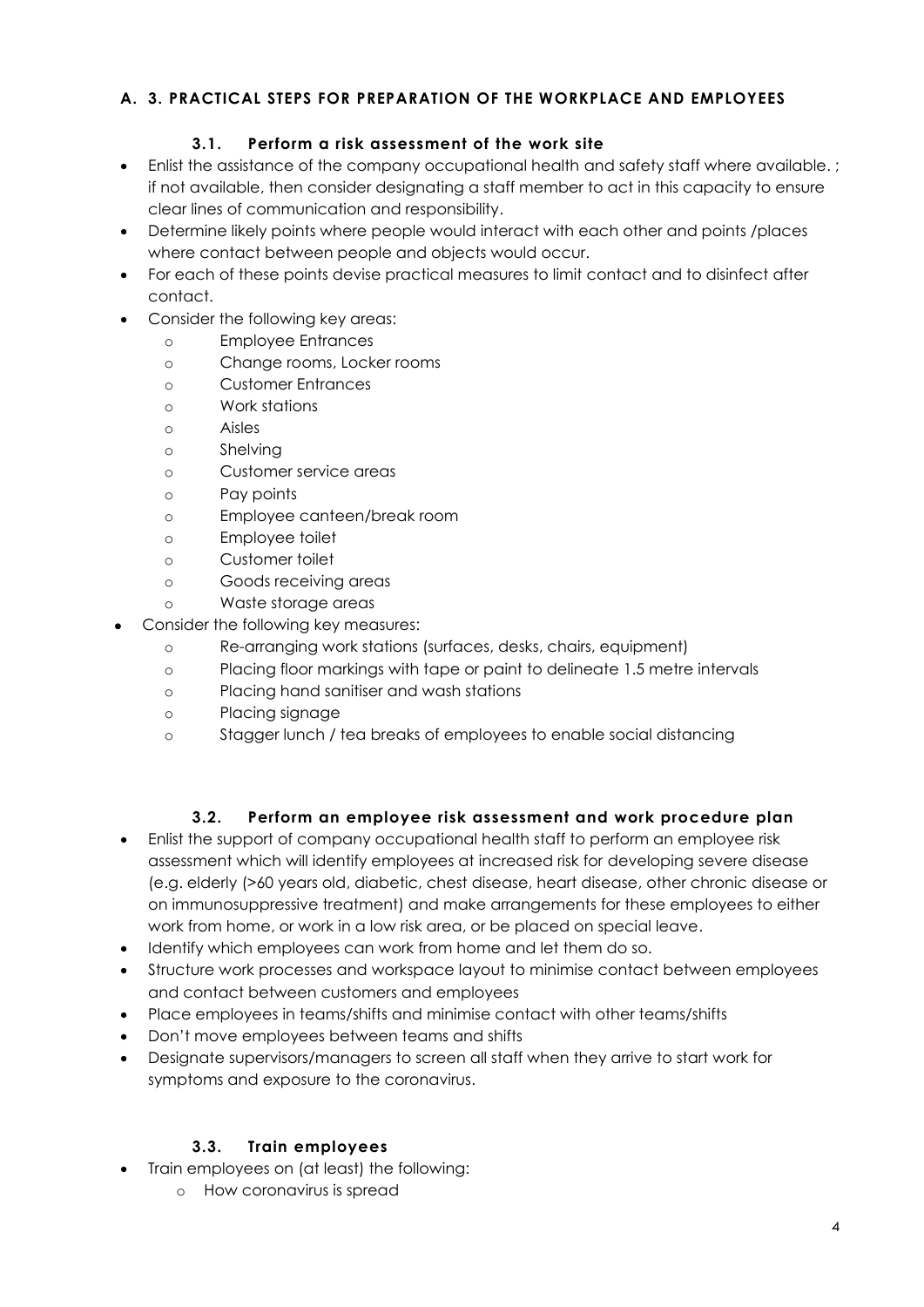## A. 3. PRACTICAL STEPS FOR PREPARATION OF THE WORKPLACE AND EMPLOYEES

### 3.1. Perform a risk assessment of the work site

- Enlist the assistance of the company occupational health and safety staff where available. ; if not available, then consider designating a staff member to act in this capacity to ensure clear lines of communication and responsibility.
- Determine likely points where people would interact with each other and points /places where contact between people and objects would occur.
- For each of these points devise practical measures to limit contact and to disinfect after contact.
- Consider the following key areas:
  - Employee Entrances
  - Change rooms, Locker rooms
  - Customer Entrances
  - Work stations
  - Aisles
  - Shelving
  - Customer service areas
  - Pay points
  - Employee canteen/break room
  - Employee toilet
  - Customer toilet
  - Goods receiving areas
  - Waste storage areas
- Consider the following key measures:
  - Re-arranging work stations (surfaces, desks, chairs, equipment)
  - Placing floor markings with tape or paint to delineate 1.5 metre intervals
  - Placing hand sanitiser and wash stations
  - Placing signage
  - Stagger lunch / tea breaks of employees to enable social distancing

### 3.2. Perform an employee risk assessment and work procedure plan

- Enlist the support of company occupational health staff to perform an employee risk assessment which will identify employees at increased risk for developing severe disease (e.g. elderly (>60 years old, diabetic, chest disease, heart disease, other chronic disease or on immunosuppressive treatment) and make arrangements for these employees to either work from home, or work in a low risk area, or be placed on special leave.
- Identify which employees can work from home and let them do so.
- Structure work processes and workspace layout to minimise contact between employees and contact between customers and employees
- Place employees in teams/shifts and minimise contact with other teams/shifts
- Don't move employees between teams and shifts
- Designate supervisors/managers to screen all staff when they arrive to start work for symptoms and exposure to the coronavirus.

### 3.3. Train employees

- Train employees on (at least) the following:
  - How coronavirus is spread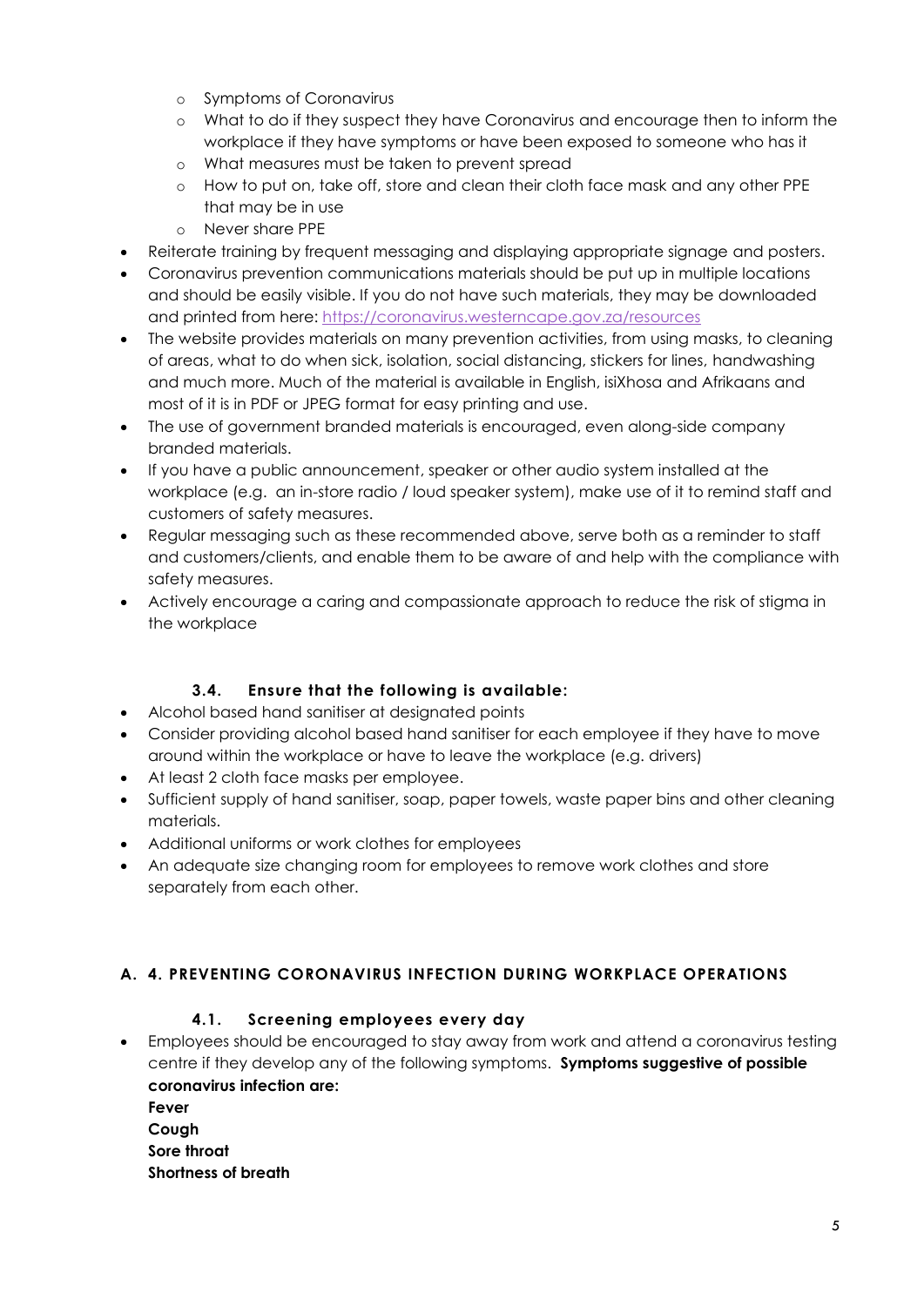- Symptoms of Coronavirus
  - What to do if they suspect they have Coronavirus and encourage then to inform the workplace if they have symptoms or have been exposed to someone who has it
  - What measures must be taken to prevent spread
  - How to put on, take off, store and clean their cloth face mask and any other PPE that may be in use
  - Never share PPE
- Reiterate training by frequent messaging and displaying appropriate signage and posters.
- Coronavirus prevention communications materials should be put up in multiple locations and should be easily visible. If you do not have such materials, they may be downloaded and printed from here: https://coronavirus.westerncape.gov.za/resources
- The website provides materials on many prevention activities, from using masks, to cleaning of areas, what to do when sick, isolation, social distancing, stickers for lines, handwashing and much more. Much of the material is available in English, isiXhosa and Afrikaans and most of it is in PDF or JPEG format for easy printing and use.
- The use of government branded materials is encouraged, even along-side company branded materials.
- If you have a public announcement, speaker or other audio system installed at the workplace (e.g. an in-store radio / loud speaker system), make use of it to remind staff and customers of safety measures.
- Regular messaging such as these recommended above, serve both as a reminder to staff and customers/clients, and enable them to be aware of and help with the compliance with safety measures.
- Actively encourage a caring and compassionate approach to reduce the risk of stigma in the workplace

### 3.4. Ensure that the following is available:

- Alcohol based hand sanitiser at designated points
- Consider providing alcohol based hand sanitiser for each employee if they have to move around within the workplace or have to leave the workplace (e.g. drivers)
- At least 2 cloth face masks per employee.
- Sufficient supply of hand sanitiser, soap, paper towels, waste paper bins and other cleaning materials.
- Additional uniforms or work clothes for employees
- An adequate size changing room for employees to remove work clothes and store separately from each other.

## A. 4. PREVENTING CORONAVIRUS INFECTION DURING WORKPLACE OPERATIONS

### 4.1. Screening employees every day

- Employees should be encouraged to stay away from work and attend a coronavirus testing centre if they develop any of the following symptoms. **Symptoms suggestive of possible coronavirus infection are:**
  **Fever**
  **Cough**
  **Sore throat**
  **Shortness of breath**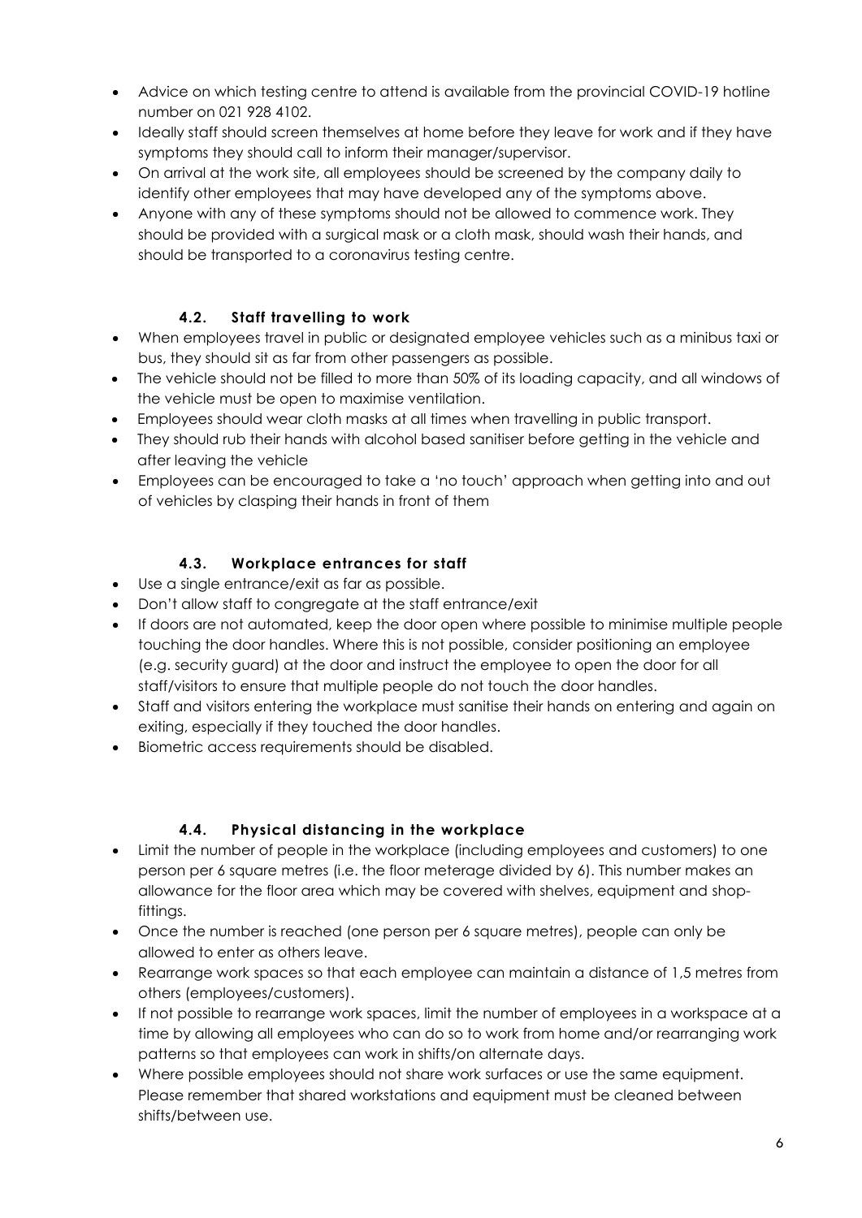- Advice on which testing centre to attend is available from the provincial COVID-19 hotline number on 021 928 4102.
- Ideally staff should screen themselves at home before they leave for work and if they have symptoms they should call to inform their manager/supervisor.
- On arrival at the work site, all employees should be screened by the company daily to identify other employees that may have developed any of the symptoms above.
- Anyone with any of these symptoms should not be allowed to commence work. They should be provided with a surgical mask or a cloth mask, should wash their hands, and should be transported to a coronavirus testing centre.

### 4.2. Staff travelling to work

- When employees travel in public or designated employee vehicles such as a minibus taxi or bus, they should sit as far from other passengers as possible.
- The vehicle should not be filled to more than 50% of its loading capacity, and all windows of the vehicle must be open to maximise ventilation.
- Employees should wear cloth masks at all times when travelling in public transport.
- They should rub their hands with alcohol based sanitiser before getting in the vehicle and after leaving the vehicle
- Employees can be encouraged to take a 'no touch' approach when getting into and out of vehicles by clasping their hands in front of them

### 4.3. Workplace entrances for staff

- Use a single entrance/exit as far as possible.
- Don't allow staff to congregate at the staff entrance/exit
- If doors are not automated, keep the door open where possible to minimise multiple people touching the door handles. Where this is not possible, consider positioning an employee (e.g. security guard) at the door and instruct the employee to open the door for all staff/visitors to ensure that multiple people do not touch the door handles.
- Staff and visitors entering the workplace must sanitise their hands on entering and again on exiting, especially if they touched the door handles.
- Biometric access requirements should be disabled.

### 4.4. Physical distancing in the workplace

- Limit the number of people in the workplace (including employees and customers) to one person per 6 square metres (i.e. the floor meterage divided by 6). This number makes an allowance for the floor area which may be covered with shelves, equipment and shop-fittings.
- Once the number is reached (one person per 6 square metres), people can only be allowed to enter as others leave.
- Rearrange work spaces so that each employee can maintain a distance of 1,5 metres from others (employees/customers).
- If not possible to rearrange work spaces, limit the number of employees in a workspace at a time by allowing all employees who can do so to work from home and/or rearranging work patterns so that employees can work in shifts/on alternate days.
- Where possible employees should not share work surfaces or use the same equipment. Please remember that shared workstations and equipment must be cleaned between shifts/between use.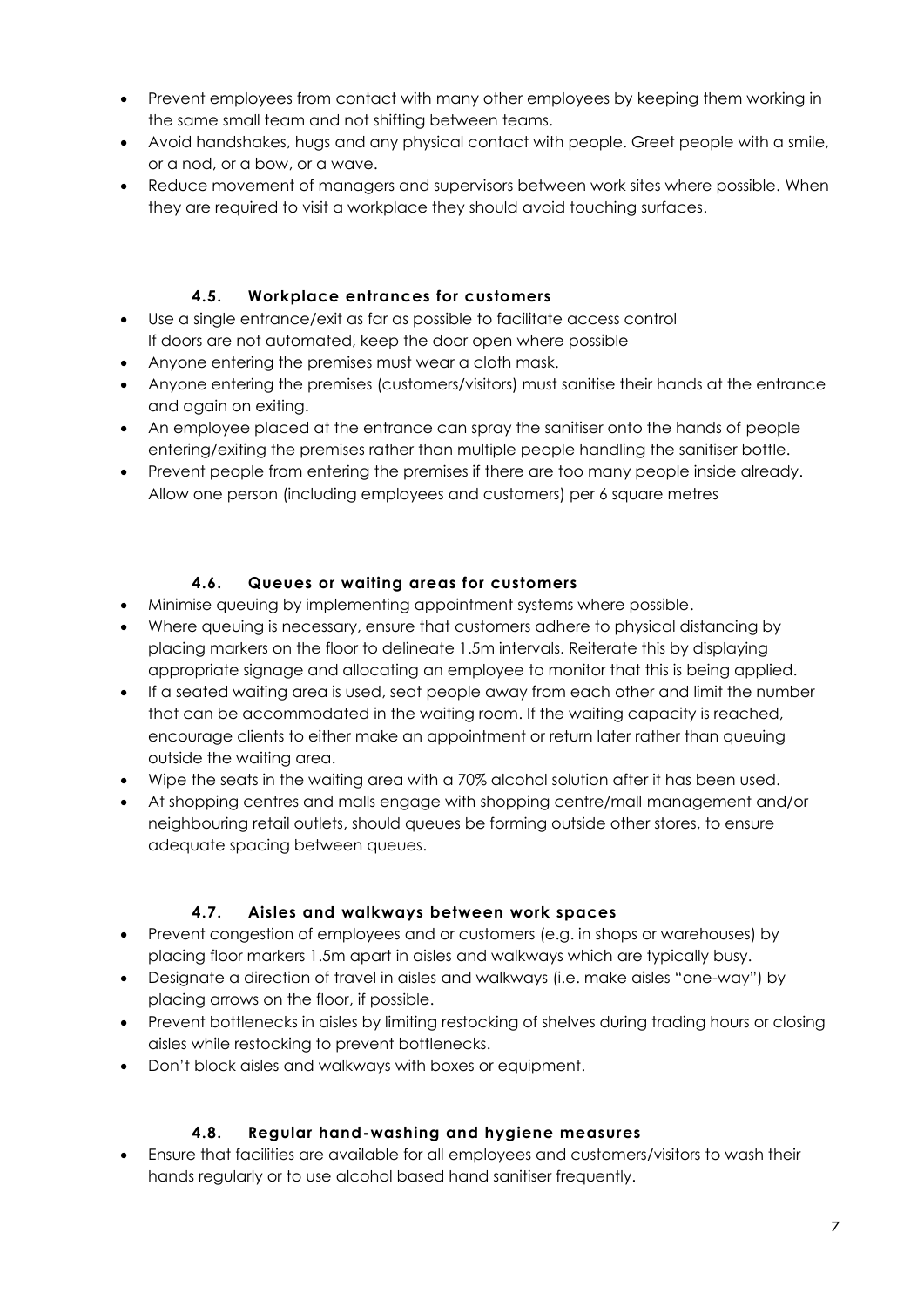- Prevent employees from contact with many other employees by keeping them working in the same small team and not shifting between teams.
- Avoid handshakes, hugs and any physical contact with people. Greet people with a smile, or a nod, or a bow, or a wave.
- Reduce movement of managers and supervisors between work sites where possible. When they are required to visit a workplace they should avoid touching surfaces.

### 4.5. Workplace entrances for customers

- Use a single entrance/exit as far as possible to facilitate access control If doors are not automated, keep the door open where possible
- Anyone entering the premises must wear a cloth mask.
- Anyone entering the premises (customers/visitors) must sanitise their hands at the entrance and again on exiting.
- An employee placed at the entrance can spray the sanitiser onto the hands of people entering/exiting the premises rather than multiple people handling the sanitiser bottle.
- Prevent people from entering the premises if there are too many people inside already. Allow one person (including employees and customers) per 6 square metres

### 4.6. Queues or waiting areas for customers

- Minimise queuing by implementing appointment systems where possible.
- Where queuing is necessary, ensure that customers adhere to physical distancing by placing markers on the floor to delineate 1.5m intervals. Reiterate this by displaying appropriate signage and allocating an employee to monitor that this is being applied.
- If a seated waiting area is used, seat people away from each other and limit the number that can be accommodated in the waiting room. If the waiting capacity is reached, encourage clients to either make an appointment or return later rather than queuing outside the waiting area.
- Wipe the seats in the waiting area with a 70% alcohol solution after it has been used.
- At shopping centres and malls engage with shopping centre/mall management and/or neighbouring retail outlets, should queues be forming outside other stores, to ensure adequate spacing between queues.

### 4.7. Aisles and walkways between work spaces

- Prevent congestion of employees and or customers (e.g. in shops or warehouses) by placing floor markers 1.5m apart in aisles and walkways which are typically busy.
- Designate a direction of travel in aisles and walkways (i.e. make aisles "one-way") by placing arrows on the floor, if possible.
- Prevent bottlenecks in aisles by limiting restocking of shelves during trading hours or closing aisles while restocking to prevent bottlenecks.
- Don't block aisles and walkways with boxes or equipment.

### 4.8. Regular hand-washing and hygiene measures

- Ensure that facilities are available for all employees and customers/visitors to wash their hands regularly or to use alcohol based hand sanitiser frequently.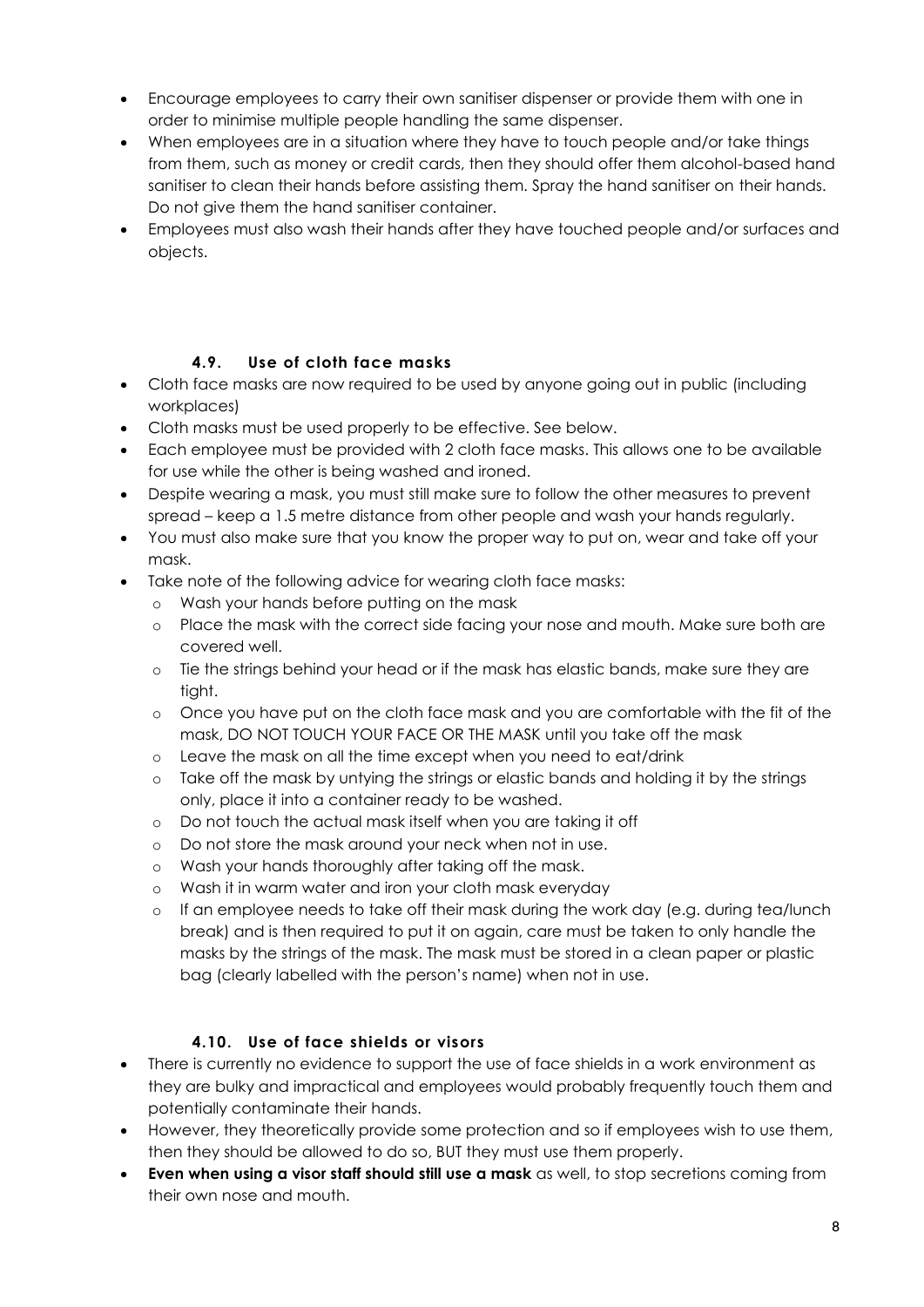- Encourage employees to carry their own sanitiser dispenser or provide them with one in order to minimise multiple people handling the same dispenser.
- When employees are in a situation where they have to touch people and/or take things from them, such as money or credit cards, then they should offer them alcohol-based hand sanitiser to clean their hands before assisting them. Spray the hand sanitiser on their hands. Do not give them the hand sanitiser container.
- Employees must also wash their hands after they have touched people and/or surfaces and objects.

### 4.9. Use of cloth face masks

- Cloth face masks are now required to be used by anyone going out in public (including workplaces)
- Cloth masks must be used properly to be effective. See below.
- Each employee must be provided with 2 cloth face masks. This allows one to be available for use while the other is being washed and ironed.
- Despite wearing a mask, you must still make sure to follow the other measures to prevent spread – keep a 1.5 metre distance from other people and wash your hands regularly.
- You must also make sure that you know the proper way to put on, wear and take off your mask.
- Take note of the following advice for wearing cloth face masks:
  - Wash your hands before putting on the mask
  - Place the mask with the correct side facing your nose and mouth. Make sure both are covered well.
  - Tie the strings behind your head or if the mask has elastic bands, make sure they are tight.
  - Once you have put on the cloth face mask and you are comfortable with the fit of the mask, DO NOT TOUCH YOUR FACE OR THE MASK until you take off the mask
  - Leave the mask on all the time except when you need to eat/drink
  - Take off the mask by untying the strings or elastic bands and holding it by the strings only, place it into a container ready to be washed.
  - Do not touch the actual mask itself when you are taking it off
  - Do not store the mask around your neck when not in use.
  - Wash your hands thoroughly after taking off the mask.
  - Wash it in warm water and iron your cloth mask everyday
  - If an employee needs to take off their mask during the work day (e.g. during tea/lunch break) and is then required to put it on again, care must be taken to only handle the masks by the strings of the mask. The mask must be stored in a clean paper or plastic bag (clearly labelled with the person's name) when not in use.

### 4.10. Use of face shields or visors

- There is currently no evidence to support the use of face shields in a work environment as they are bulky and impractical and employees would probably frequently touch them and potentially contaminate their hands.
- However, they theoretically provide some protection and so if employees wish to use them, then they should be allowed to do so, BUT they must use them properly.
- **Even when using a visor staff should still use a mask** as well, to stop secretions coming from their own nose and mouth.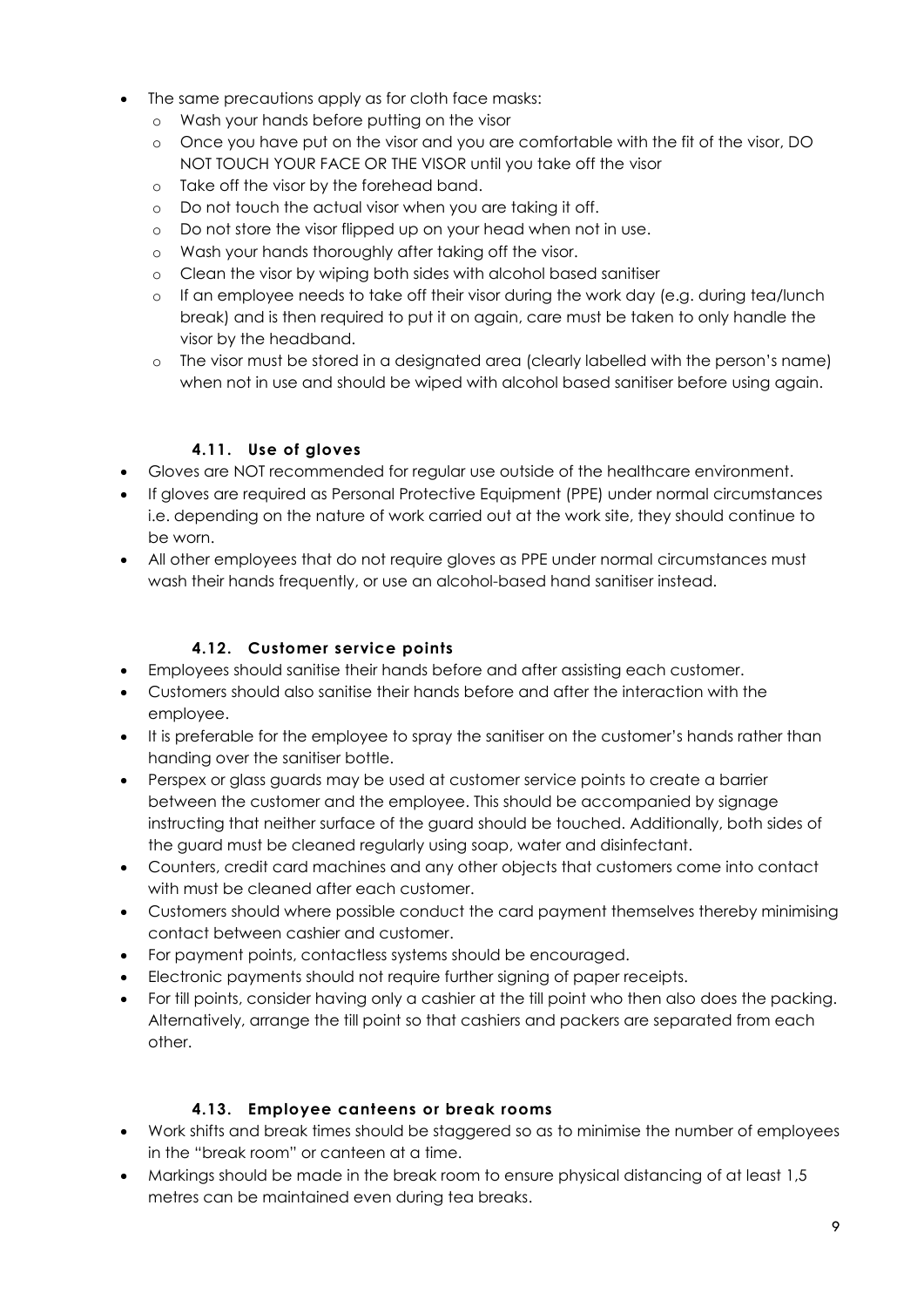- The same precautions apply as for cloth face masks:
  - Wash your hands before putting on the visor
  - Once you have put on the visor and you are comfortable with the fit of the visor, DO NOT TOUCH YOUR FACE OR THE VISOR until you take off the visor
  - Take off the visor by the forehead band.
  - Do not touch the actual visor when you are taking it off.
  - Do not store the visor flipped up on your head when not in use.
  - Wash your hands thoroughly after taking off the visor.
  - Clean the visor by wiping both sides with alcohol based sanitiser
  - If an employee needs to take off their visor during the work day (e.g. during tea/lunch break) and is then required to put it on again, care must be taken to only handle the visor by the headband.
  - The visor must be stored in a designated area (clearly labelled with the person's name) when not in use and should be wiped with alcohol based sanitiser before using again.

#### 4.11. Use of gloves

- Gloves are NOT recommended for regular use outside of the healthcare environment.
- If gloves are required as Personal Protective Equipment (PPE) under normal circumstances i.e. depending on the nature of work carried out at the work site, they should continue to be worn.
- All other employees that do not require gloves as PPE under normal circumstances must wash their hands frequently, or use an alcohol-based hand sanitiser instead.

#### 4.12. Customer service points

- Employees should sanitise their hands before and after assisting each customer.
- Customers should also sanitise their hands before and after the interaction with the employee.
- It is preferable for the employee to spray the sanitiser on the customer's hands rather than handing over the sanitiser bottle.
- Perspex or glass guards may be used at customer service points to create a barrier between the customer and the employee. This should be accompanied by signage instructing that neither surface of the guard should be touched. Additionally, both sides of the guard must be cleaned regularly using soap, water and disinfectant.
- Counters, credit card machines and any other objects that customers come into contact with must be cleaned after each customer.
- Customers should where possible conduct the card payment themselves thereby minimising contact between cashier and customer.
- For payment points, contactless systems should be encouraged.
- Electronic payments should not require further signing of paper receipts.
- For till points, consider having only a cashier at the till point who then also does the packing. Alternatively, arrange the till point so that cashiers and packers are separated from each other.

#### 4.13. Employee canteens or break rooms

- Work shifts and break times should be staggered so as to minimise the number of employees in the "break room" or canteen at a time.
- Markings should be made in the break room to ensure physical distancing of at least 1,5 metres can be maintained even during tea breaks.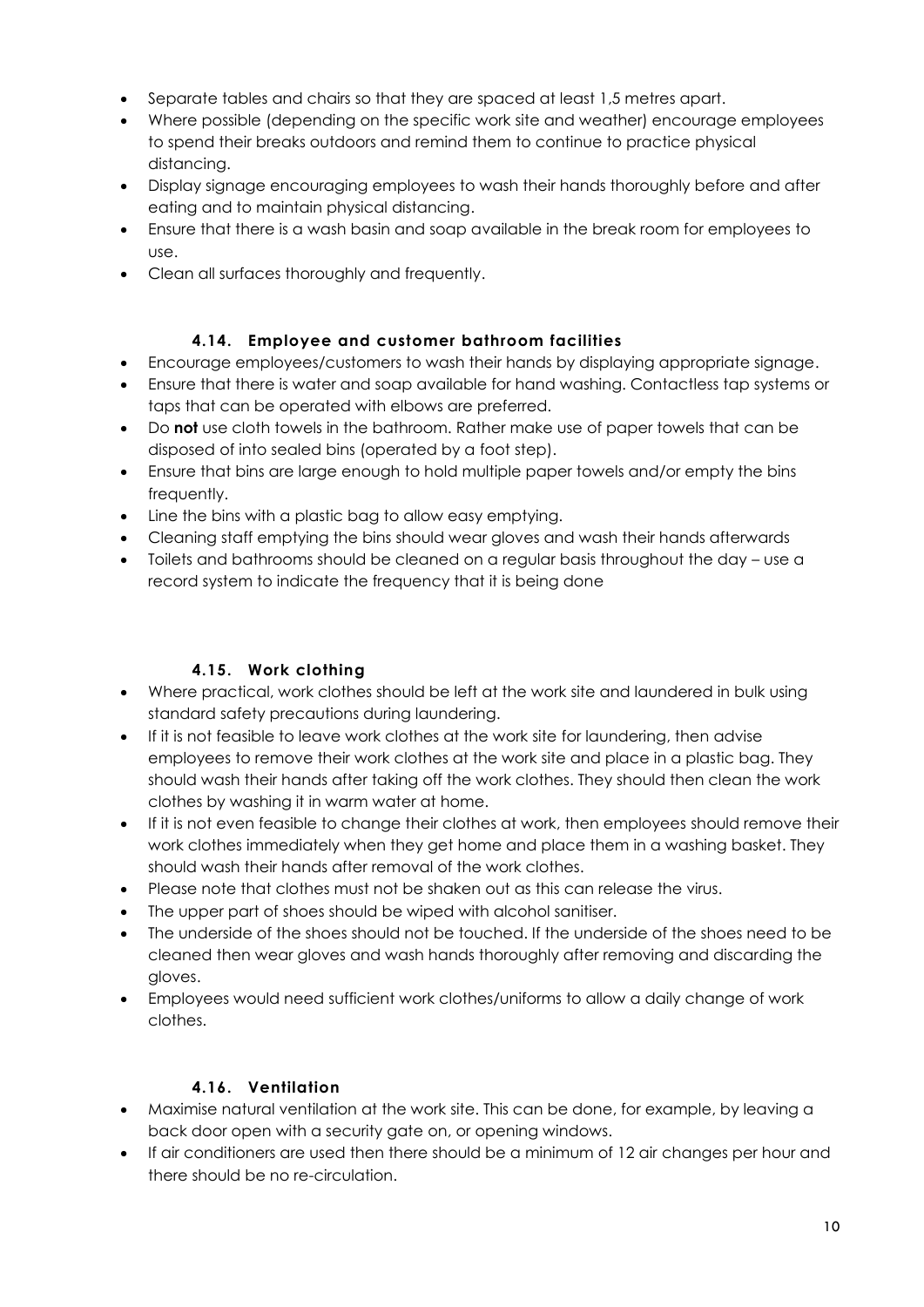- Separate tables and chairs so that they are spaced at least 1,5 metres apart.
- Where possible (depending on the specific work site and weather) encourage employees to spend their breaks outdoors and remind them to continue to practice physical distancing.
- Display signage encouraging employees to wash their hands thoroughly before and after eating and to maintain physical distancing.
- Ensure that there is a wash basin and soap available in the break room for employees to use.
- Clean all surfaces thoroughly and frequently.

### 4.14. Employee and customer bathroom facilities

- Encourage employees/customers to wash their hands by displaying appropriate signage.
- Ensure that there is water and soap available for hand washing. Contactless tap systems or taps that can be operated with elbows are preferred.
- Do **not** use cloth towels in the bathroom. Rather make use of paper towels that can be disposed of into sealed bins (operated by a foot step).
- Ensure that bins are large enough to hold multiple paper towels and/or empty the bins frequently.
- Line the bins with a plastic bag to allow easy emptying.
- Cleaning staff emptying the bins should wear gloves and wash their hands afterwards
- Toilets and bathrooms should be cleaned on a regular basis throughout the day – use a record system to indicate the frequency that it is being done

### 4.15. Work clothing

- Where practical, work clothes should be left at the work site and laundered in bulk using standard safety precautions during laundering.
- If it is not feasible to leave work clothes at the work site for laundering, then advise employees to remove their work clothes at the work site and place in a plastic bag. They should wash their hands after taking off the work clothes. They should then clean the work clothes by washing it in warm water at home.
- If it is not even feasible to change their clothes at work, then employees should remove their work clothes immediately when they get home and place them in a washing basket. They should wash their hands after removal of the work clothes.
- Please note that clothes must not be shaken out as this can release the virus.
- The upper part of shoes should be wiped with alcohol sanitiser.
- The underside of the shoes should not be touched. If the underside of the shoes need to be cleaned then wear gloves and wash hands thoroughly after removing and discarding the gloves.
- Employees would need sufficient work clothes/uniforms to allow a daily change of work clothes.

### 4.16. Ventilation

- Maximise natural ventilation at the work site. This can be done, for example, by leaving a back door open with a security gate on, or opening windows.
- If air conditioners are used then there should be a minimum of 12 air changes per hour and there should be no re-circulation.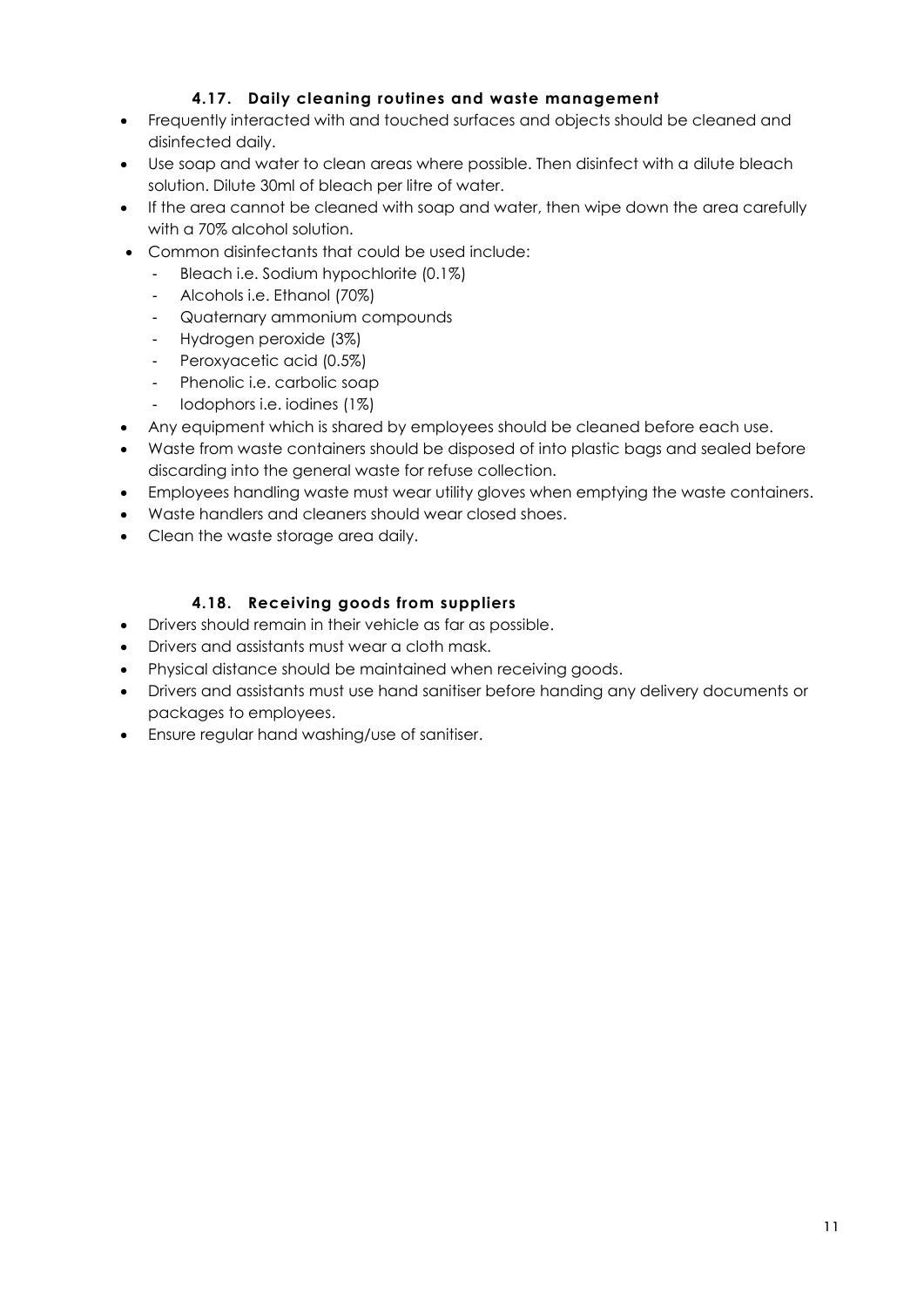### 4.17. Daily cleaning routines and waste management

- Frequently interacted with and touched surfaces and objects should be cleaned and disinfected daily.
- Use soap and water to clean areas where possible. Then disinfect with a dilute bleach solution. Dilute 30ml of bleach per litre of water.
- If the area cannot be cleaned with soap and water, then wipe down the area carefully with a 70% alcohol solution.
- Common disinfectants that could be used include:
  - Bleach i.e. Sodium hypochlorite (0.1%)
  - Alcohols i.e. Ethanol (70%)
  - Quaternary ammonium compounds
  - Hydrogen peroxide (3%)
  - Peroxyacetic acid (0.5%)
  - Phenolic i.e. carbolic soap
  - Iodophors i.e. iodines (1%)
- Any equipment which is shared by employees should be cleaned before each use.
- Waste from waste containers should be disposed of into plastic bags and sealed before discarding into the general waste for refuse collection.
- Employees handling waste must wear utility gloves when emptying the waste containers.
- Waste handlers and cleaners should wear closed shoes.
- Clean the waste storage area daily.

### 4.18. Receiving goods from suppliers

- Drivers should remain in their vehicle as far as possible.
- Drivers and assistants must wear a cloth mask.
- Physical distance should be maintained when receiving goods.
- Drivers and assistants must use hand sanitiser before handing any delivery documents or packages to employees.
- Ensure regular hand washing/use of sanitiser.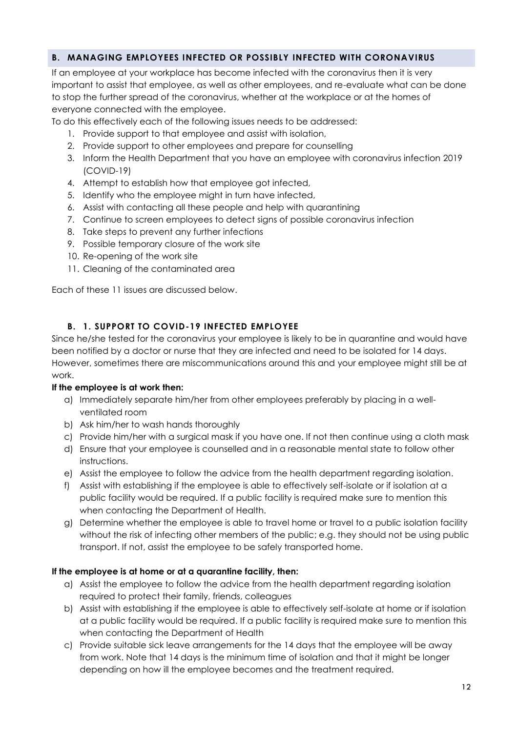## B. MANAGING EMPLOYEES INFECTED OR POSSIBLY INFECTED WITH CORONAVIRUS

If an employee at your workplace has become infected with the coronavirus then it is very important to assist that employee, as well as other employees, and re-evaluate what can be done to stop the further spread of the coronavirus, whether at the workplace or at the homes of everyone connected with the employee.

To do this effectively each of the following issues needs to be addressed:

1. Provide support to that employee and assist with isolation,
2. Provide support to other employees and prepare for counselling
3. Inform the Health Department that you have an employee with coronavirus infection 2019 (COVID-19)
4. Attempt to establish how that employee got infected,
5. Identify who the employee might in turn have infected,
6. Assist with contacting all these people and help with quarantining
7. Continue to screen employees to detect signs of possible coronavirus infection
8. Take steps to prevent any further infections
9. Possible temporary closure of the work site
10. Re-opening of the work site
11. Cleaning of the contaminated area

Each of these 11 issues are discussed below.

### B. 1. SUPPORT TO COVID-19 INFECTED EMPLOYEE

Since he/she tested for the coronavirus your employee is likely to be in quarantine and would have been notified by a doctor or nurse that they are infected and need to be isolated for 14 days. However, sometimes there are miscommunications around this and your employee might still be at work.

**If the employee is at work then:**

a) Immediately separate him/her from other employees preferably by placing in a well-ventilated room
b) Ask him/her to wash hands thoroughly
c) Provide him/her with a surgical mask if you have one. If not then continue using a cloth mask
d) Ensure that your employee is counselled and in a reasonable mental state to follow other instructions.
e) Assist the employee to follow the advice from the health department regarding isolation.
f) Assist with establishing if the employee is able to effectively self-isolate or if isolation at a public facility would be required. If a public facility is required make sure to mention this when contacting the Department of Health.
g) Determine whether the employee is able to travel home or travel to a public isolation facility without the risk of infecting other members of the public; e.g. they should not be using public transport. If not, assist the employee to be safely transported home.

**If the employee is at home or at a quarantine facility, then:**

a) Assist the employee to follow the advice from the health department regarding isolation required to protect their family, friends, colleagues
b) Assist with establishing if the employee is able to effectively self-isolate at home or if isolation at a public facility would be required. If a public facility is required make sure to mention this when contacting the Department of Health
c) Provide suitable sick leave arrangements for the 14 days that the employee will be away from work. Note that 14 days is the minimum time of isolation and that it might be longer depending on how ill the employee becomes and the treatment required.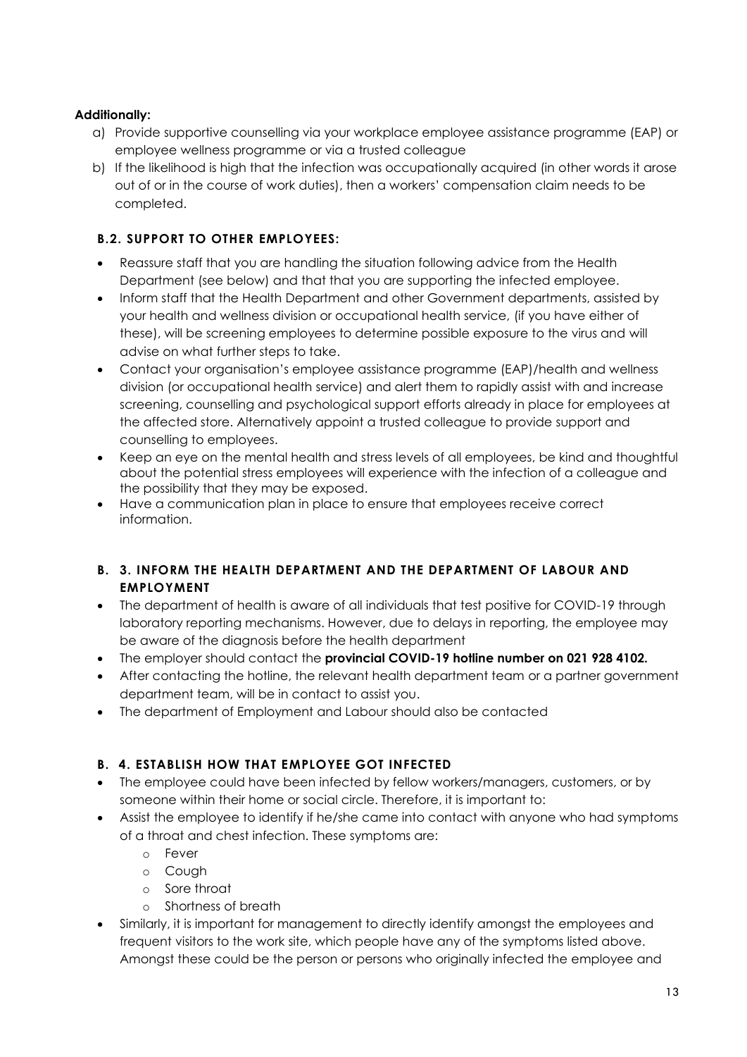**Additionally:**

a) Provide supportive counselling via your workplace employee assistance programme (EAP) or employee wellness programme or via a trusted colleague
b) If the likelihood is high that the infection was occupationally acquired (in other words it arose out of or in the course of work duties), then a workers' compensation claim needs to be completed.

### B.2. SUPPORT TO OTHER EMPLOYEES:

- Reassure staff that you are handling the situation following advice from the Health Department (see below) and that that you are supporting the infected employee.
- Inform staff that the Health Department and other Government departments, assisted by your health and wellness division or occupational health service, (if you have either of these), will be screening employees to determine possible exposure to the virus and will advise on what further steps to take.
- Contact your organisation's employee assistance programme (EAP)/health and wellness division (or occupational health service) and alert them to rapidly assist with and increase screening, counselling and psychological support efforts already in place for employees at the affected store. Alternatively appoint a trusted colleague to provide support and counselling to employees.
- Keep an eye on the mental health and stress levels of all employees, be kind and thoughtful about the potential stress employees will experience with the infection of a colleague and the possibility that they may be exposed.
- Have a communication plan in place to ensure that employees receive correct information.

### B. 3. INFORM THE HEALTH DEPARTMENT AND THE DEPARTMENT OF LABOUR AND EMPLOYMENT

- The department of health is aware of all individuals that test positive for COVID-19 through laboratory reporting mechanisms. However, due to delays in reporting, the employee may be aware of the diagnosis before the health department
- The employer should contact the **provincial COVID-19 hotline number on 021 928 4102.**
- After contacting the hotline, the relevant health department team or a partner government department team, will be in contact to assist you.
- The department of Employment and Labour should also be contacted

### B. 4. ESTABLISH HOW THAT EMPLOYEE GOT INFECTED

- The employee could have been infected by fellow workers/managers, customers, or by someone within their home or social circle. Therefore, it is important to:
- Assist the employee to identify if he/she came into contact with anyone who had symptoms of a throat and chest infection. These symptoms are:
  - Fever
  - Cough
  - Sore throat
  - Shortness of breath
- Similarly, it is important for management to directly identify amongst the employees and frequent visitors to the work site, which people have any of the symptoms listed above. Amongst these could be the person or persons who originally infected the employee and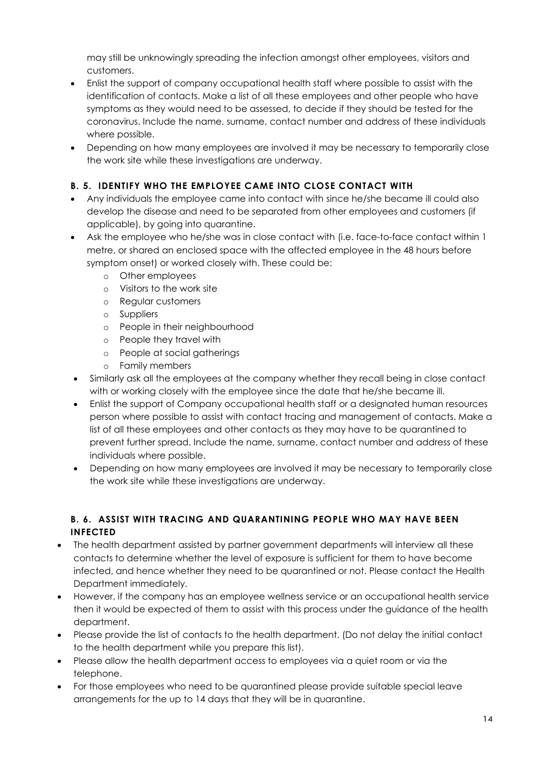may still be unknowingly spreading the infection amongst other employees, visitors and customers.

- Enlist the support of company occupational health staff where possible to assist with the identification of contacts. Make a list of all these employees and other people who have symptoms as they would need to be assessed, to decide if they should be tested for the coronavirus. Include the name, surname, contact number and address of these individuals where possible.
- Depending on how many employees are involved it may be necessary to temporarily close the work site while these investigations are underway.

### B. 5. IDENTIFY WHO THE EMPLOYEE CAME INTO CLOSE CONTACT WITH

- Any individuals the employee came into contact with since he/she became ill could also develop the disease and need to be separated from other employees and customers (if applicable), by going into quarantine.
- Ask the employee who he/she was in close contact with (i.e. face-to-face contact within 1 metre, or shared an enclosed space with the affected employee in the 48 hours before symptom onset) or worked closely with. These could be:
  - Other employees
  - Visitors to the work site
  - Regular customers
  - Suppliers
  - People in their neighbourhood
  - People they travel with
  - People at social gatherings
  - Family members
- Similarly ask all the employees at the company whether they recall being in close contact with or working closely with the employee since the date that he/she became ill.
- Enlist the support of Company occupational health staff or a designated human resources person where possible to assist with contact tracing and management of contacts. Make a list of all these employees and other contacts as they may have to be quarantined to prevent further spread. Include the name, surname, contact number and address of these individuals where possible.
- Depending on how many employees are involved it may be necessary to temporarily close the work site while these investigations are underway.

### B. 6. ASSIST WITH TRACING AND QUARANTINING PEOPLE WHO MAY HAVE BEEN INFECTED

- The health department assisted by partner government departments will interview all these contacts to determine whether the level of exposure is sufficient for them to have become infected, and hence whether they need to be quarantined or not. Please contact the Health Department immediately.
- However, if the company has an employee wellness service or an occupational health service then it would be expected of them to assist with this process under the guidance of the health department.
- Please provide the list of contacts to the health department. (Do not delay the initial contact to the health department while you prepare this list).
- Please allow the health department access to employees via a quiet room or via the telephone.
- For those employees who need to be quarantined please provide suitable special leave arrangements for the up to 14 days that they will be in quarantine.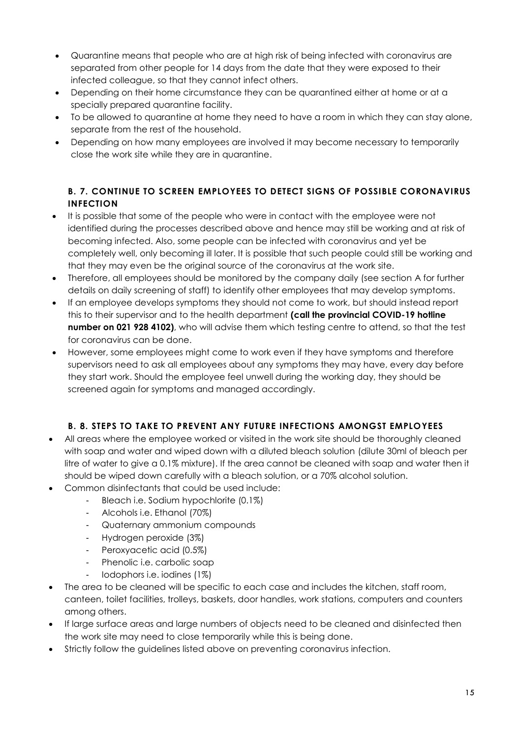- Quarantine means that people who are at high risk of being infected with coronavirus are separated from other people for 14 days from the date that they were exposed to their infected colleague, so that they cannot infect others.
- Depending on their home circumstance they can be quarantined either at home or at a specially prepared quarantine facility.
- To be allowed to quarantine at home they need to have a room in which they can stay alone, separate from the rest of the household.
- Depending on how many employees are involved it may become necessary to temporarily close the work site while they are in quarantine.

### B. 7. CONTINUE TO SCREEN EMPLOYEES TO DETECT SIGNS OF POSSIBLE CORONAVIRUS INFECTION

- It is possible that some of the people who were in contact with the employee were not identified during the processes described above and hence may still be working and at risk of becoming infected. Also, some people can be infected with coronavirus and yet be completely well, only becoming ill later. It is possible that such people could still be working and that they may even be the original source of the coronavirus at the work site.
- Therefore, all employees should be monitored by the company daily (see section A for further details on daily screening of staff) to identify other employees that may develop symptoms.
- If an employee develops symptoms they should not come to work, but should instead report this to their supervisor and to the health department **(call the provincial COVID-19 hotline number on 021 928 4102)**, who will advise them which testing centre to attend, so that the test for coronavirus can be done.
- However, some employees might come to work even if they have symptoms and therefore supervisors need to ask all employees about any symptoms they may have, every day before they start work. Should the employee feel unwell during the working day, they should be screened again for symptoms and managed accordingly.

### B. 8. STEPS TO TAKE TO PREVENT ANY FUTURE INFECTIONS AMONGST EMPLOYEES

- All areas where the employee worked or visited in the work site should be thoroughly cleaned with soap and water and wiped down with a diluted bleach solution (dilute 30ml of bleach per litre of water to give a 0.1% mixture). If the area cannot be cleaned with soap and water then it should be wiped down carefully with a bleach solution, or a 70% alcohol solution.
- Common disinfectants that could be used include:
  - Bleach i.e. Sodium hypochlorite (0.1%)
  - Alcohols i.e. Ethanol (70%)
  - Quaternary ammonium compounds
  - Hydrogen peroxide (3%)
  - Peroxyacetic acid (0.5%)
  - Phenolic i.e. carbolic soap
  - Iodophors i.e. iodines (1%)
- The area to be cleaned will be specific to each case and includes the kitchen, staff room, canteen, toilet facilities, trolleys, baskets, door handles, work stations, computers and counters among others.
- If large surface areas and large numbers of objects need to be cleaned and disinfected then the work site may need to close temporarily while this is being done.
- Strictly follow the guidelines listed above on preventing coronavirus infection.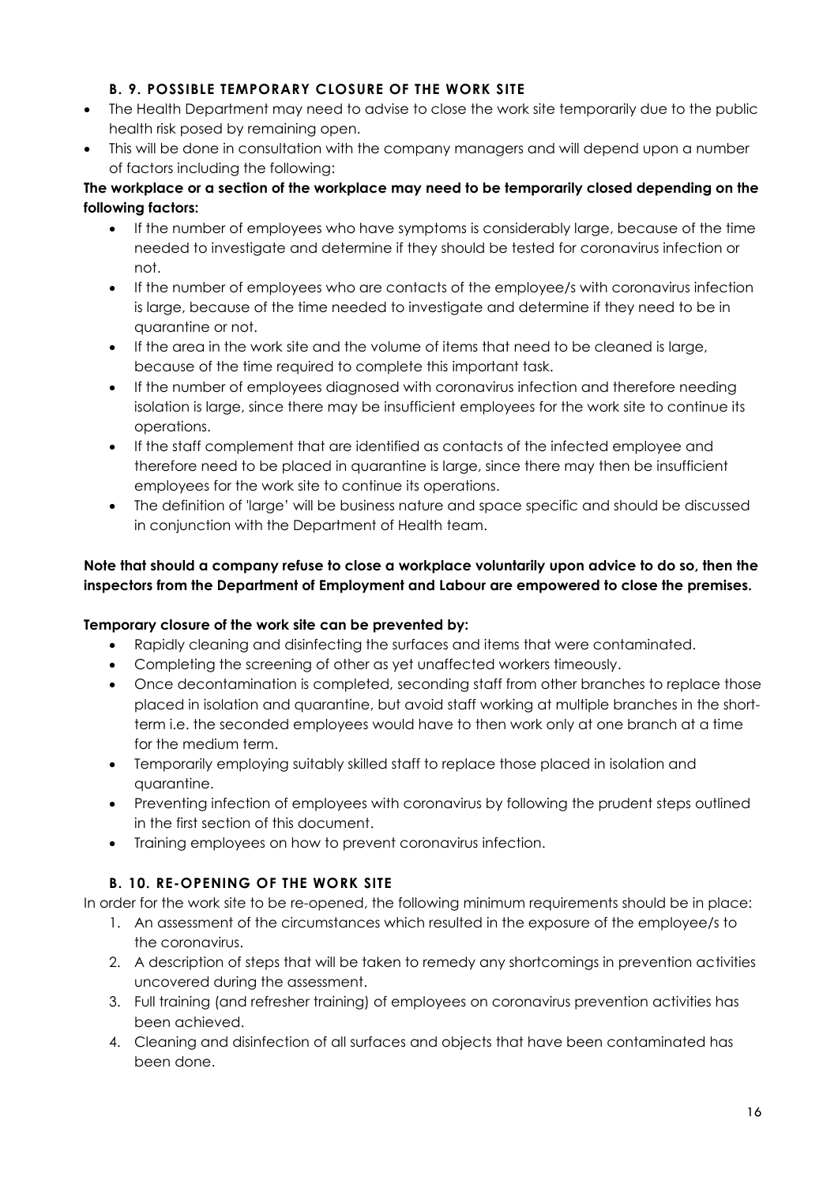### B. 9. POSSIBLE TEMPORARY CLOSURE OF THE WORK SITE

- The Health Department may need to advise to close the work site temporarily due to the public health risk posed by remaining open.
- This will be done in consultation with the company managers and will depend upon a number of factors including the following:

**The workplace or a section of the workplace may need to be temporarily closed depending on the following factors:**

- If the number of employees who have symptoms is considerably large, because of the time needed to investigate and determine if they should be tested for coronavirus infection or not.
- If the number of employees who are contacts of the employee/s with coronavirus infection is large, because of the time needed to investigate and determine if they need to be in quarantine or not.
- If the area in the work site and the volume of items that need to be cleaned is large, because of the time required to complete this important task.
- If the number of employees diagnosed with coronavirus infection and therefore needing isolation is large, since there may be insufficient employees for the work site to continue its operations.
- If the staff complement that are identified as contacts of the infected employee and therefore need to be placed in quarantine is large, since there may then be insufficient employees for the work site to continue its operations.
- The definition of 'large' will be business nature and space specific and should be discussed in conjunction with the Department of Health team.

**Note that should a company refuse to close a workplace voluntarily upon advice to do so, then the inspectors from the Department of Employment and Labour are empowered to close the premises.**

**Temporary closure of the work site can be prevented by:**

- Rapidly cleaning and disinfecting the surfaces and items that were contaminated.
- Completing the screening of other as yet unaffected workers timeously.
- Once decontamination is completed, seconding staff from other branches to replace those placed in isolation and quarantine, but avoid staff working at multiple branches in the short-term i.e. the seconded employees would have to then work only at one branch at a time for the medium term.
- Temporarily employing suitably skilled staff to replace those placed in isolation and quarantine.
- Preventing infection of employees with coronavirus by following the prudent steps outlined in the first section of this document.
- Training employees on how to prevent coronavirus infection.

### B. 10. RE-OPENING OF THE WORK SITE

In order for the work site to be re-opened, the following minimum requirements should be in place:

1. An assessment of the circumstances which resulted in the exposure of the employee/s to the coronavirus.
2. A description of steps that will be taken to remedy any shortcomings in prevention activities uncovered during the assessment.
3. Full training (and refresher training) of employees on coronavirus prevention activities has been achieved.
4. Cleaning and disinfection of all surfaces and objects that have been contaminated has been done.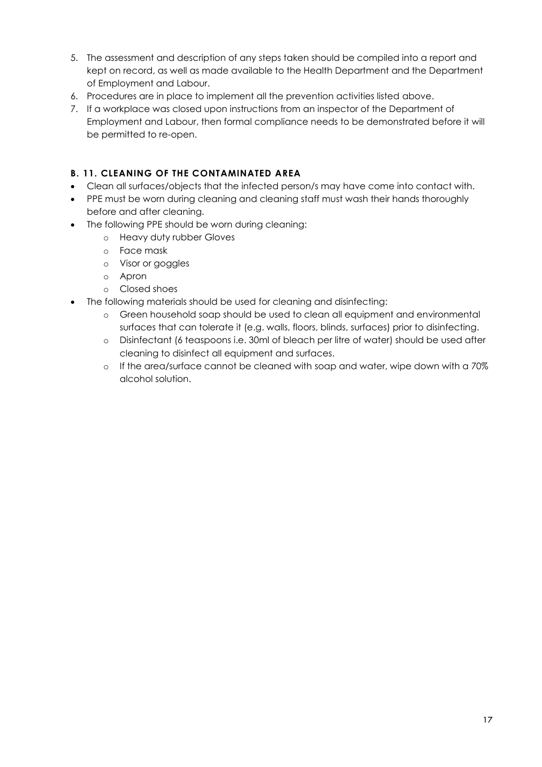5. The assessment and description of any steps taken should be compiled into a report and kept on record, as well as made available to the Health Department and the Department of Employment and Labour.
6. Procedures are in place to implement all the prevention activities listed above.
7. If a workplace was closed upon instructions from an inspector of the Department of Employment and Labour, then formal compliance needs to be demonstrated before it will be permitted to re-open.

### B. 11. CLEANING OF THE CONTAMINATED AREA

- Clean all surfaces/objects that the infected person/s may have come into contact with.
- PPE must be worn during cleaning and cleaning staff must wash their hands thoroughly before and after cleaning.
- The following PPE should be worn during cleaning:
    - Heavy duty rubber Gloves
    - Face mask
    - Visor or goggles
    - Apron
    - Closed shoes
- The following materials should be used for cleaning and disinfecting:
    - Green household soap should be used to clean all equipment and environmental surfaces that can tolerate it (e.g. walls, floors, blinds, surfaces) prior to disinfecting.
    - Disinfectant (6 teaspoons i.e. 30ml of bleach per litre of water) should be used after cleaning to disinfect all equipment and surfaces.
    - If the area/surface cannot be cleaned with soap and water, wipe down with a 70% alcohol solution.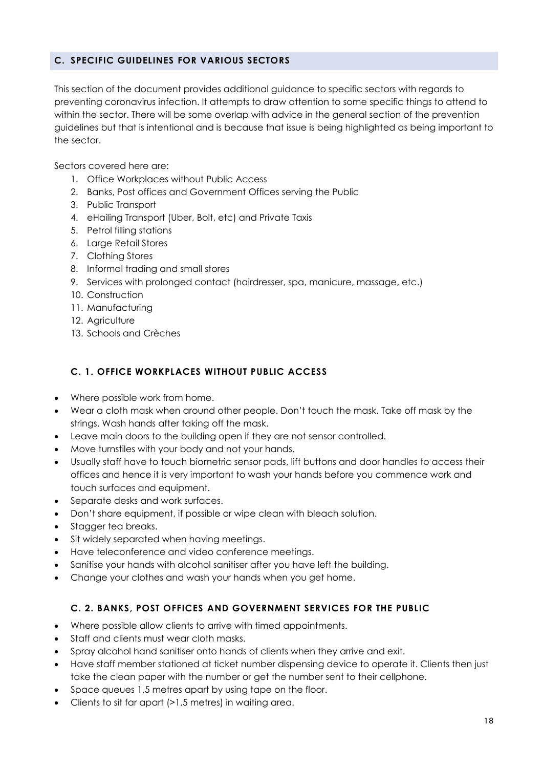## C. SPECIFIC GUIDELINES FOR VARIOUS SECTORS

This section of the document provides additional guidance to specific sectors with regards to preventing coronavirus infection. It attempts to draw attention to some specific things to attend to within the sector. There will be some overlap with advice in the general section of the prevention guidelines but that is intentional and is because that issue is being highlighted as being important to the sector.

Sectors covered here are:

1. Office Workplaces without Public Access
2. Banks, Post offices and Government Offices serving the Public
3. Public Transport
4. eHailing Transport (Uber, Bolt, etc) and Private Taxis
5. Petrol filling stations
6. Large Retail Stores
7. Clothing Stores
8. Informal trading and small stores
9. Services with prolonged contact (hairdresser, spa, manicure, massage, etc.)
10. Construction
11. Manufacturing
12. Agriculture
13. Schools and Crèches

### C. 1. OFFICE WORKPLACES WITHOUT PUBLIC ACCESS

- Where possible work from home.
- Wear a cloth mask when around other people. Don't touch the mask. Take off mask by the strings. Wash hands after taking off the mask.
- Leave main doors to the building open if they are not sensor controlled.
- Move turnstiles with your body and not your hands.
- Usually staff have to touch biometric sensor pads, lift buttons and door handles to access their offices and hence it is very important to wash your hands before you commence work and touch surfaces and equipment.
- Separate desks and work surfaces.
- Don't share equipment, if possible or wipe clean with bleach solution.
- Stagger tea breaks.
- Sit widely separated when having meetings.
- Have teleconference and video conference meetings.
- Sanitise your hands with alcohol sanitiser after you have left the building.
- Change your clothes and wash your hands when you get home.

### C. 2. BANKS, POST OFFICES AND GOVERNMENT SERVICES FOR THE PUBLIC

- Where possible allow clients to arrive with timed appointments.
- Staff and clients must wear cloth masks.
- Spray alcohol hand sanitiser onto hands of clients when they arrive and exit.
- Have staff member stationed at ticket number dispensing device to operate it. Clients then just take the clean paper with the number or get the number sent to their cellphone.
- Space queues 1,5 metres apart by using tape on the floor.
- Clients to sit far apart (>1,5 metres) in waiting area.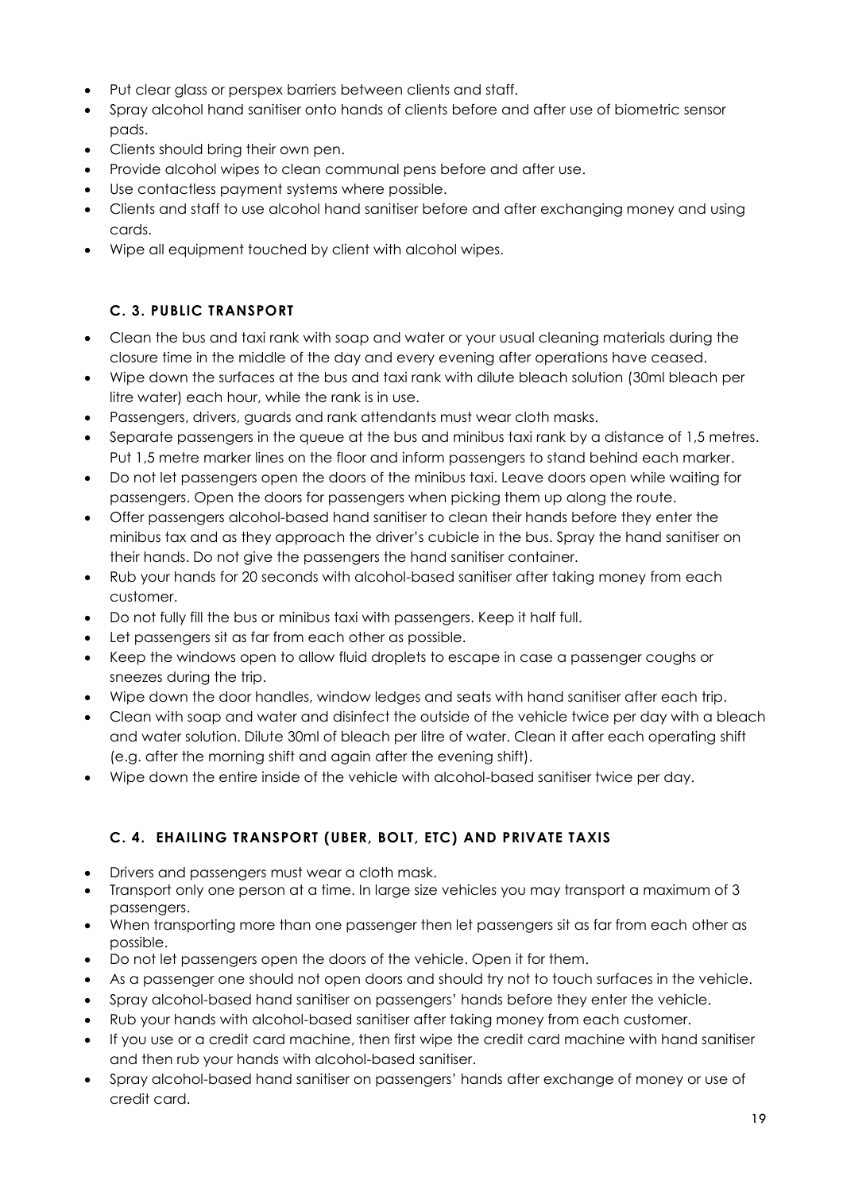- Put clear glass or perspex barriers between clients and staff.
- Spray alcohol hand sanitiser onto hands of clients before and after use of biometric sensor pads.
- Clients should bring their own pen.
- Provide alcohol wipes to clean communal pens before and after use.
- Use contactless payment systems where possible.
- Clients and staff to use alcohol hand sanitiser before and after exchanging money and using cards.
- Wipe all equipment touched by client with alcohol wipes.

### C. 3. PUBLIC TRANSPORT

- Clean the bus and taxi rank with soap and water or your usual cleaning materials during the closure time in the middle of the day and every evening after operations have ceased.
- Wipe down the surfaces at the bus and taxi rank with dilute bleach solution (30ml bleach per litre water) each hour, while the rank is in use.
- Passengers, drivers, guards and rank attendants must wear cloth masks.
- Separate passengers in the queue at the bus and minibus taxi rank by a distance of 1,5 metres. Put 1,5 metre marker lines on the floor and inform passengers to stand behind each marker.
- Do not let passengers open the doors of the minibus taxi. Leave doors open while waiting for passengers. Open the doors for passengers when picking them up along the route.
- Offer passengers alcohol-based hand sanitiser to clean their hands before they enter the minibus tax and as they approach the driver's cubicle in the bus. Spray the hand sanitiser on their hands. Do not give the passengers the hand sanitiser container.
- Rub your hands for 20 seconds with alcohol-based sanitiser after taking money from each customer.
- Do not fully fill the bus or minibus taxi with passengers. Keep it half full.
- Let passengers sit as far from each other as possible.
- Keep the windows open to allow fluid droplets to escape in case a passenger coughs or sneezes during the trip.
- Wipe down the door handles, window ledges and seats with hand sanitiser after each trip.
- Clean with soap and water and disinfect the outside of the vehicle twice per day with a bleach and water solution. Dilute 30ml of bleach per litre of water. Clean it after each operating shift (e.g. after the morning shift and again after the evening shift).
- Wipe down the entire inside of the vehicle with alcohol-based sanitiser twice per day.

### C. 4. EHAILING TRANSPORT (UBER, BOLT, ETC) AND PRIVATE TAXIS

- Drivers and passengers must wear a cloth mask.
- Transport only one person at a time. In large size vehicles you may transport a maximum of 3 passengers.
- When transporting more than one passenger then let passengers sit as far from each other as possible.
- Do not let passengers open the doors of the vehicle. Open it for them.
- As a passenger one should not open doors and should try not to touch surfaces in the vehicle.
- Spray alcohol-based hand sanitiser on passengers' hands before they enter the vehicle.
- Rub your hands with alcohol-based sanitiser after taking money from each customer.
- If you use or a credit card machine, then first wipe the credit card machine with hand sanitiser and then rub your hands with alcohol-based sanitiser.
- Spray alcohol-based hand sanitiser on passengers' hands after exchange of money or use of credit card.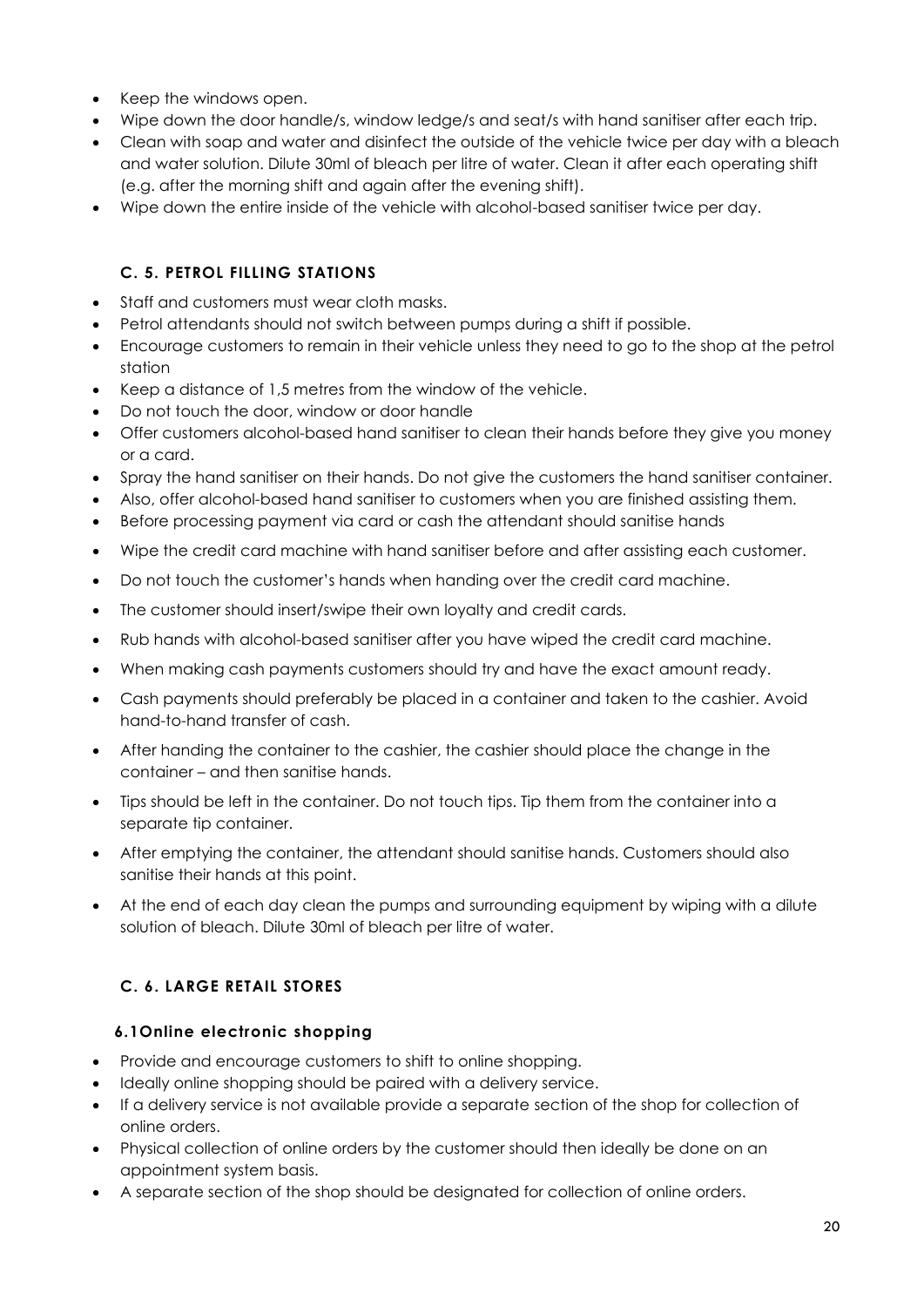- Keep the windows open.
- Wipe down the door handle/s, window ledge/s and seat/s with hand sanitiser after each trip.
- Clean with soap and water and disinfect the outside of the vehicle twice per day with a bleach and water solution. Dilute 30ml of bleach per litre of water. Clean it after each operating shift (e.g. after the morning shift and again after the evening shift).
- Wipe down the entire inside of the vehicle with alcohol-based sanitiser twice per day.

### C. 5. PETROL FILLING STATIONS

- Staff and customers must wear cloth masks.
- Petrol attendants should not switch between pumps during a shift if possible.
- Encourage customers to remain in their vehicle unless they need to go to the shop at the petrol station
- Keep a distance of 1,5 metres from the window of the vehicle.
- Do not touch the door, window or door handle
- Offer customers alcohol-based hand sanitiser to clean their hands before they give you money or a card.
- Spray the hand sanitiser on their hands. Do not give the customers the hand sanitiser container.
- Also, offer alcohol-based hand sanitiser to customers when you are finished assisting them.
- Before processing payment via card or cash the attendant should sanitise hands
- Wipe the credit card machine with hand sanitiser before and after assisting each customer.
- Do not touch the customer's hands when handing over the credit card machine.
- The customer should insert/swipe their own loyalty and credit cards.
- Rub hands with alcohol-based sanitiser after you have wiped the credit card machine.
- When making cash payments customers should try and have the exact amount ready.
- Cash payments should preferably be placed in a container and taken to the cashier. Avoid hand-to-hand transfer of cash.
- After handing the container to the cashier, the cashier should place the change in the container – and then sanitise hands.
- Tips should be left in the container. Do not touch tips. Tip them from the container into a separate tip container.
- After emptying the container, the attendant should sanitise hands. Customers should also sanitise their hands at this point.
- At the end of each day clean the pumps and surrounding equipment by wiping with a dilute solution of bleach. Dilute 30ml of bleach per litre of water.

### C. 6. LARGE RETAIL STORES

#### 6.1Online electronic shopping

- Provide and encourage customers to shift to online shopping.
- Ideally online shopping should be paired with a delivery service.
- If a delivery service is not available provide a separate section of the shop for collection of online orders.
- Physical collection of online orders by the customer should then ideally be done on an appointment system basis.
- A separate section of the shop should be designated for collection of online orders.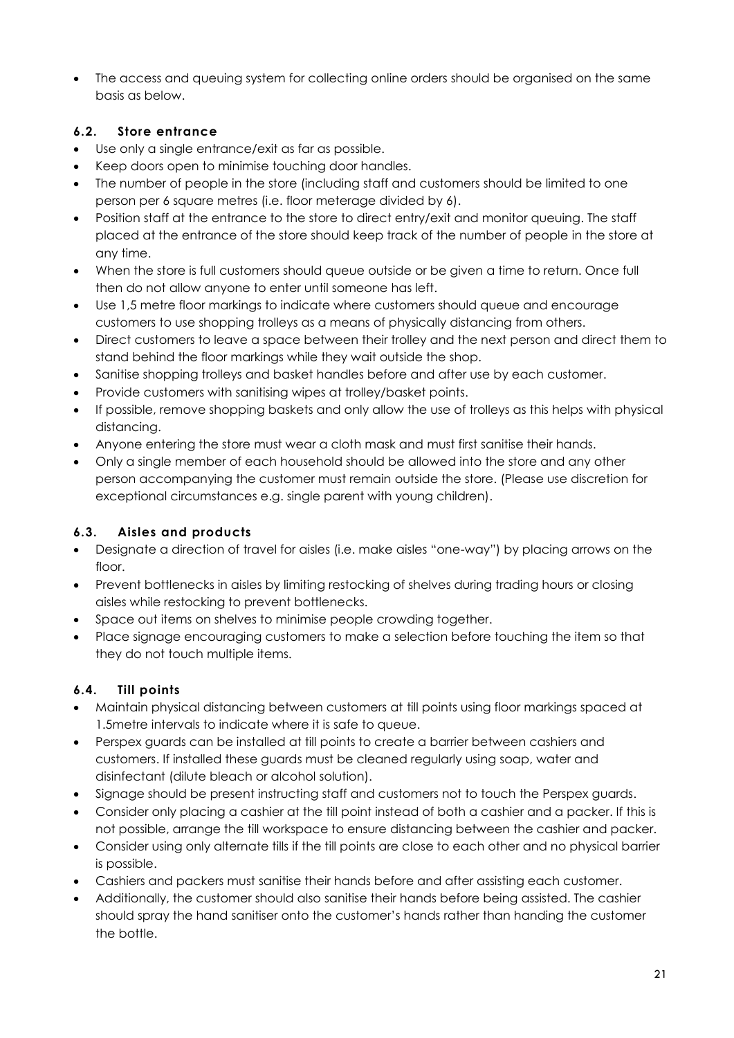- The access and queuing system for collecting online orders should be organised on the same basis as below.

### 6.2. Store entrance

- Use only a single entrance/exit as far as possible.
- Keep doors open to minimise touching door handles.
- The number of people in the store (including staff and customers should be limited to one person per 6 square metres (i.e. floor meterage divided by 6).
- Position staff at the entrance to the store to direct entry/exit and monitor queuing. The staff placed at the entrance of the store should keep track of the number of people in the store at any time.
- When the store is full customers should queue outside or be given a time to return. Once full then do not allow anyone to enter until someone has left.
- Use 1,5 metre floor markings to indicate where customers should queue and encourage customers to use shopping trolleys as a means of physically distancing from others.
- Direct customers to leave a space between their trolley and the next person and direct them to stand behind the floor markings while they wait outside the shop.
- Sanitise shopping trolleys and basket handles before and after use by each customer.
- Provide customers with sanitising wipes at trolley/basket points.
- If possible, remove shopping baskets and only allow the use of trolleys as this helps with physical distancing.
- Anyone entering the store must wear a cloth mask and must first sanitise their hands.
- Only a single member of each household should be allowed into the store and any other person accompanying the customer must remain outside the store. (Please use discretion for exceptional circumstances e.g. single parent with young children).

### 6.3. Aisles and products

- Designate a direction of travel for aisles (i.e. make aisles "one-way") by placing arrows on the floor.
- Prevent bottlenecks in aisles by limiting restocking of shelves during trading hours or closing aisles while restocking to prevent bottlenecks.
- Space out items on shelves to minimise people crowding together.
- Place signage encouraging customers to make a selection before touching the item so that they do not touch multiple items.

### 6.4. Till points

- Maintain physical distancing between customers at till points using floor markings spaced at 1.5metre intervals to indicate where it is safe to queue.
- Perspex guards can be installed at till points to create a barrier between cashiers and customers. If installed these guards must be cleaned regularly using soap, water and disinfectant (dilute bleach or alcohol solution).
- Signage should be present instructing staff and customers not to touch the Perspex guards.
- Consider only placing a cashier at the till point instead of both a cashier and a packer. If this is not possible, arrange the till workspace to ensure distancing between the cashier and packer.
- Consider using only alternate tills if the till points are close to each other and no physical barrier is possible.
- Cashiers and packers must sanitise their hands before and after assisting each customer.
- Additionally, the customer should also sanitise their hands before being assisted. The cashier should spray the hand sanitiser onto the customer's hands rather than handing the customer the bottle.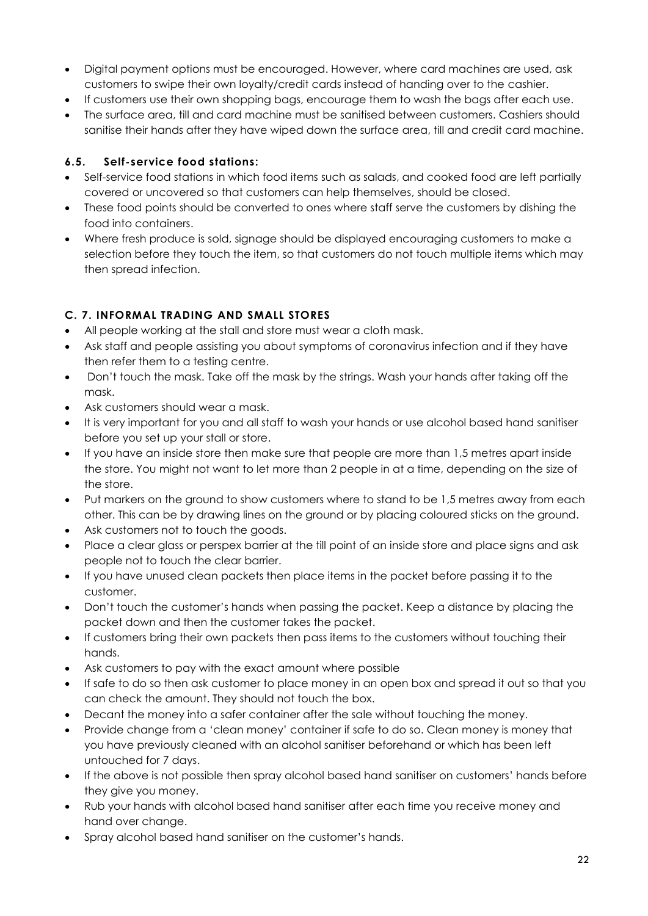- Digital payment options must be encouraged. However, where card machines are used, ask customers to swipe their own loyalty/credit cards instead of handing over to the cashier.
- If customers use their own shopping bags, encourage them to wash the bags after each use.
- The surface area, till and card machine must be sanitised between customers. Cashiers should sanitise their hands after they have wiped down the surface area, till and credit card machine.

#### 6.5. Self-service food stations:

- Self-service food stations in which food items such as salads, and cooked food are left partially covered or uncovered so that customers can help themselves, should be closed.
- These food points should be converted to ones where staff serve the customers by dishing the food into containers.
- Where fresh produce is sold, signage should be displayed encouraging customers to make a selection before they touch the item, so that customers do not touch multiple items which may then spread infection.

### C. 7. INFORMAL TRADING AND SMALL STORES

- All people working at the stall and store must wear a cloth mask.
- Ask staff and people assisting you about symptoms of coronavirus infection and if they have then refer them to a testing centre.
- Don't touch the mask. Take off the mask by the strings. Wash your hands after taking off the mask.
- Ask customers should wear a mask.
- It is very important for you and all staff to wash your hands or use alcohol based hand sanitiser before you set up your stall or store.
- If you have an inside store then make sure that people are more than 1,5 metres apart inside the store. You might not want to let more than 2 people in at a time, depending on the size of the store.
- Put markers on the ground to show customers where to stand to be 1,5 metres away from each other. This can be by drawing lines on the ground or by placing coloured sticks on the ground.
- Ask customers not to touch the goods.
- Place a clear glass or perspex barrier at the till point of an inside store and place signs and ask people not to touch the clear barrier.
- If you have unused clean packets then place items in the packet before passing it to the customer.
- Don't touch the customer's hands when passing the packet. Keep a distance by placing the packet down and then the customer takes the packet.
- If customers bring their own packets then pass items to the customers without touching their hands.
- Ask customers to pay with the exact amount where possible
- If safe to do so then ask customer to place money in an open box and spread it out so that you can check the amount. They should not touch the box.
- Decant the money into a safer container after the sale without touching the money.
- Provide change from a 'clean money' container if safe to do so. Clean money is money that you have previously cleaned with an alcohol sanitiser beforehand or which has been left untouched for 7 days.
- If the above is not possible then spray alcohol based hand sanitiser on customers' hands before they give you money.
- Rub your hands with alcohol based hand sanitiser after each time you receive money and hand over change.
- Spray alcohol based hand sanitiser on the customer's hands.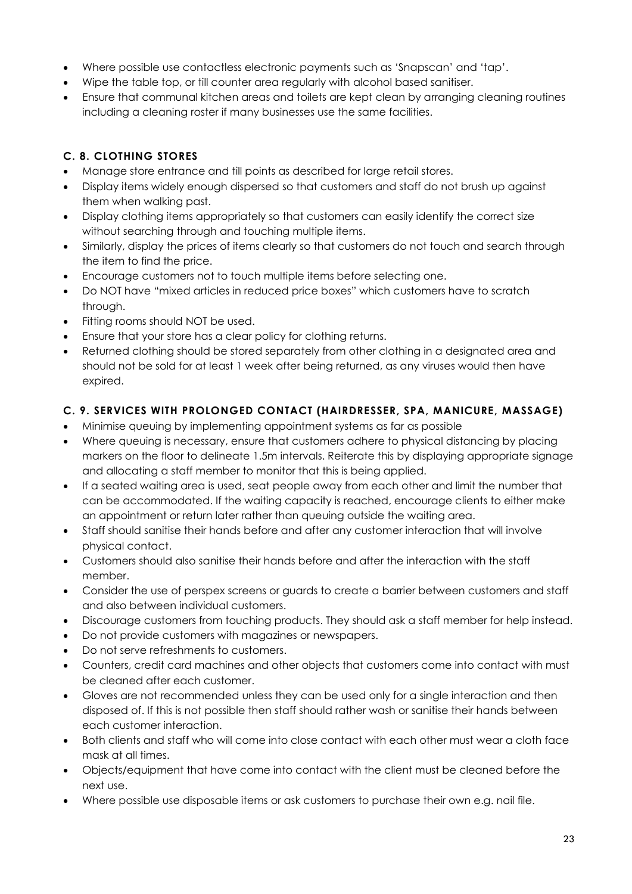- Where possible use contactless electronic payments such as 'Snapscan' and 'tap'.
- Wipe the table top, or till counter area regularly with alcohol based sanitiser.
- Ensure that communal kitchen areas and toilets are kept clean by arranging cleaning routines including a cleaning roster if many businesses use the same facilities.

#### C. 8. CLOTHING STORES

- Manage store entrance and till points as described for large retail stores.
- Display items widely enough dispersed so that customers and staff do not brush up against them when walking past.
- Display clothing items appropriately so that customers can easily identify the correct size without searching through and touching multiple items.
- Similarly, display the prices of items clearly so that customers do not touch and search through the item to find the price.
- Encourage customers not to touch multiple items before selecting one.
- Do NOT have "mixed articles in reduced price boxes" which customers have to scratch through.
- Fitting rooms should NOT be used.
- Ensure that your store has a clear policy for clothing returns.
- Returned clothing should be stored separately from other clothing in a designated area and should not be sold for at least 1 week after being returned, as any viruses would then have expired.

#### C. 9. SERVICES WITH PROLONGED CONTACT (HAIRDRESSER, SPA, MANICURE, MASSAGE)

- Minimise queuing by implementing appointment systems as far as possible
- Where queuing is necessary, ensure that customers adhere to physical distancing by placing markers on the floor to delineate 1.5m intervals. Reiterate this by displaying appropriate signage and allocating a staff member to monitor that this is being applied.
- If a seated waiting area is used, seat people away from each other and limit the number that can be accommodated. If the waiting capacity is reached, encourage clients to either make an appointment or return later rather than queuing outside the waiting area.
- Staff should sanitise their hands before and after any customer interaction that will involve physical contact.
- Customers should also sanitise their hands before and after the interaction with the staff member.
- Consider the use of perspex screens or guards to create a barrier between customers and staff and also between individual customers.
- Discourage customers from touching products. They should ask a staff member for help instead.
- Do not provide customers with magazines or newspapers.
- Do not serve refreshments to customers.
- Counters, credit card machines and other objects that customers come into contact with must be cleaned after each customer.
- Gloves are not recommended unless they can be used only for a single interaction and then disposed of. If this is not possible then staff should rather wash or sanitise their hands between each customer interaction.
- Both clients and staff who will come into close contact with each other must wear a cloth face mask at all times.
- Objects/equipment that have come into contact with the client must be cleaned before the next use.
- Where possible use disposable items or ask customers to purchase their own e.g. nail file.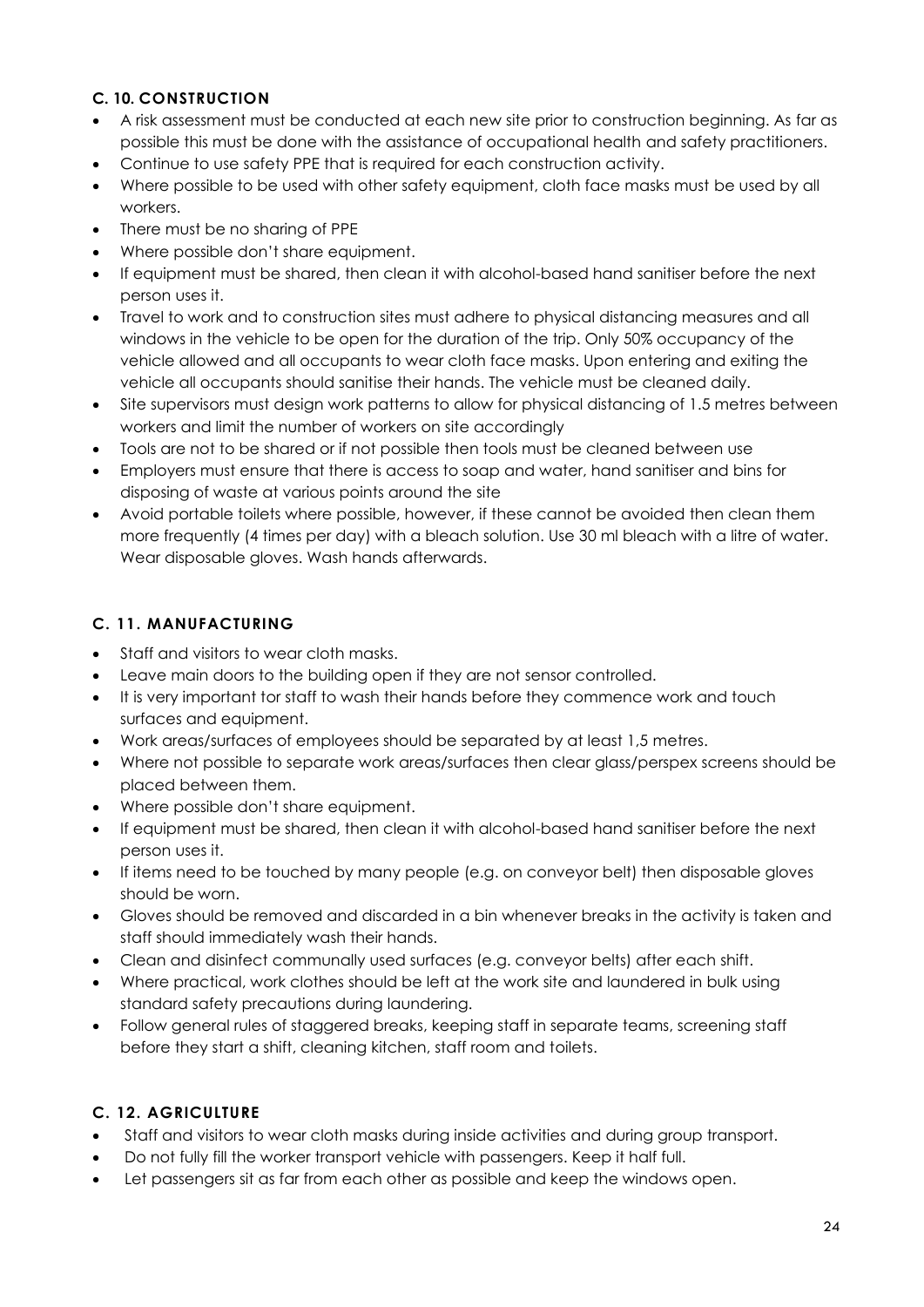### C. 10. CONSTRUCTION

- A risk assessment must be conducted at each new site prior to construction beginning. As far as possible this must be done with the assistance of occupational health and safety practitioners.
- Continue to use safety PPE that is required for each construction activity.
- Where possible to be used with other safety equipment, cloth face masks must be used by all workers.
- There must be no sharing of PPE
- Where possible don't share equipment.
- If equipment must be shared, then clean it with alcohol-based hand sanitiser before the next person uses it.
- Travel to work and to construction sites must adhere to physical distancing measures and all windows in the vehicle to be open for the duration of the trip. Only 50% occupancy of the vehicle allowed and all occupants to wear cloth face masks. Upon entering and exiting the vehicle all occupants should sanitise their hands. The vehicle must be cleaned daily.
- Site supervisors must design work patterns to allow for physical distancing of 1.5 metres between workers and limit the number of workers on site accordingly
- Tools are not to be shared or if not possible then tools must be cleaned between use
- Employers must ensure that there is access to soap and water, hand sanitiser and bins for disposing of waste at various points around the site
- Avoid portable toilets where possible, however, if these cannot be avoided then clean them more frequently (4 times per day) with a bleach solution. Use 30 ml bleach with a litre of water. Wear disposable gloves. Wash hands afterwards.

### C. 11. MANUFACTURING

- Staff and visitors to wear cloth masks.
- Leave main doors to the building open if they are not sensor controlled.
- It is very important tor staff to wash their hands before they commence work and touch surfaces and equipment.
- Work areas/surfaces of employees should be separated by at least 1,5 metres.
- Where not possible to separate work areas/surfaces then clear glass/perspex screens should be placed between them.
- Where possible don't share equipment.
- If equipment must be shared, then clean it with alcohol-based hand sanitiser before the next person uses it.
- If items need to be touched by many people (e.g. on conveyor belt) then disposable gloves should be worn.
- Gloves should be removed and discarded in a bin whenever breaks in the activity is taken and staff should immediately wash their hands.
- Clean and disinfect communally used surfaces (e.g. conveyor belts) after each shift.
- Where practical, work clothes should be left at the work site and laundered in bulk using standard safety precautions during laundering.
- Follow general rules of staggered breaks, keeping staff in separate teams, screening staff before they start a shift, cleaning kitchen, staff room and toilets.

### C. 12. AGRICULTURE

- Staff and visitors to wear cloth masks during inside activities and during group transport.
- Do not fully fill the worker transport vehicle with passengers. Keep it half full.
- Let passengers sit as far from each other as possible and keep the windows open.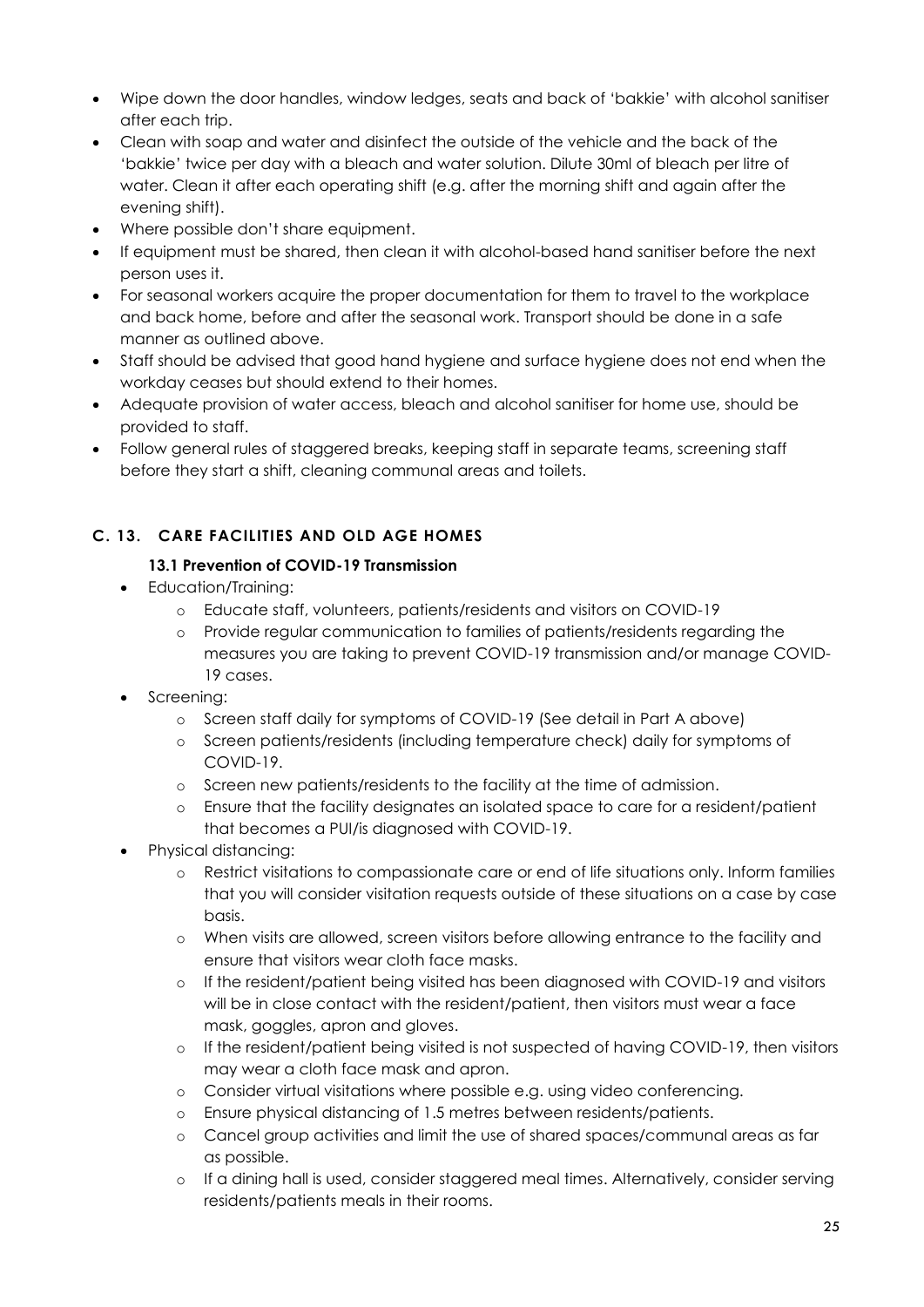- Wipe down the door handles, window ledges, seats and back of 'bakkie' with alcohol sanitiser after each trip.
- Clean with soap and water and disinfect the outside of the vehicle and the back of the 'bakkie' twice per day with a bleach and water solution. Dilute 30ml of bleach per litre of water. Clean it after each operating shift (e.g. after the morning shift and again after the evening shift).
- Where possible don't share equipment.
- If equipment must be shared, then clean it with alcohol-based hand sanitiser before the next person uses it.
- For seasonal workers acquire the proper documentation for them to travel to the workplace and back home, before and after the seasonal work. Transport should be done in a safe manner as outlined above.
- Staff should be advised that good hand hygiene and surface hygiene does not end when the workday ceases but should extend to their homes.
- Adequate provision of water access, bleach and alcohol sanitiser for home use, should be provided to staff.
- Follow general rules of staggered breaks, keeping staff in separate teams, screening staff before they start a shift, cleaning communal areas and toilets.

## C. 13. CARE FACILITIES AND OLD AGE HOMES

### 13.1 Prevention of COVID-19 Transmission

- Education/Training:
    - Educate staff, volunteers, patients/residents and visitors on COVID-19
    - Provide regular communication to families of patients/residents regarding the measures you are taking to prevent COVID-19 transmission and/or manage COVID-19 cases.
- Screening:
    - Screen staff daily for symptoms of COVID-19 (See detail in Part A above)
    - Screen patients/residents (including temperature check) daily for symptoms of COVID-19.
    - Screen new patients/residents to the facility at the time of admission.
    - Ensure that the facility designates an isolated space to care for a resident/patient that becomes a PUI/is diagnosed with COVID-19.
- Physical distancing:
    - Restrict visitations to compassionate care or end of life situations only. Inform families that you will consider visitation requests outside of these situations on a case by case basis.
    - When visits are allowed, screen visitors before allowing entrance to the facility and ensure that visitors wear cloth face masks.
    - If the resident/patient being visited has been diagnosed with COVID-19 and visitors will be in close contact with the resident/patient, then visitors must wear a face mask, goggles, apron and gloves.
    - If the resident/patient being visited is not suspected of having COVID-19, then visitors may wear a cloth face mask and apron.
    - Consider virtual visitations where possible e.g. using video conferencing.
    - Ensure physical distancing of 1.5 metres between residents/patients.
    - Cancel group activities and limit the use of shared spaces/communal areas as far as possible.
    - If a dining hall is used, consider staggered meal times. Alternatively, consider serving residents/patients meals in their rooms.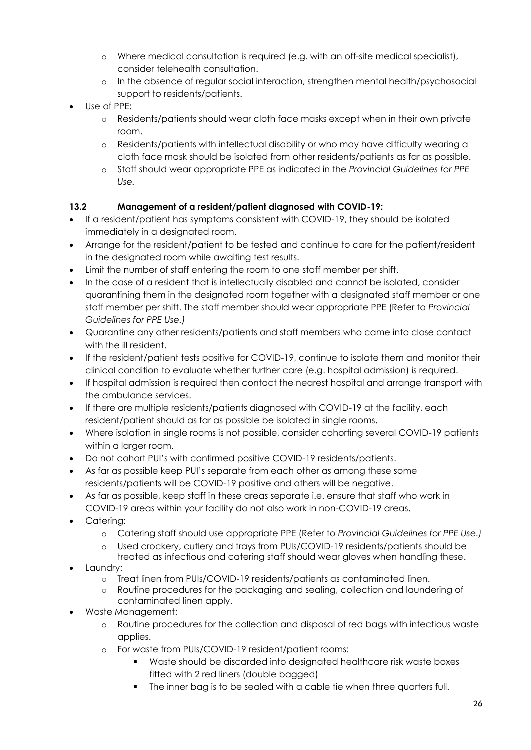- Where medical consultation is required (e.g. with an off-site medical specialist), consider telehealth consultation.
- In the absence of regular social interaction, strengthen mental health/psychosocial support to residents/patients.

- Use of PPE:
  - Residents/patients should wear cloth face masks except when in their own private room.
  - Residents/patients with intellectual disability or who may have difficulty wearing a cloth face mask should be isolated from other residents/patients as far as possible.
  - Staff should wear appropriate PPE as indicated in the *Provincial Guidelines for PPE Use.*

### 13.2 Management of a resident/patient diagnosed with COVID-19:

- If a resident/patient has symptoms consistent with COVID-19, they should be isolated immediately in a designated room.
- Arrange for the resident/patient to be tested and continue to care for the patient/resident in the designated room while awaiting test results.
- Limit the number of staff entering the room to one staff member per shift.
- In the case of a resident that is intellectually disabled and cannot be isolated, consider quarantining them in the designated room together with a designated staff member or one staff member per shift. The staff member should wear appropriate PPE (Refer to *Provincial Guidelines for PPE Use.)*
- Quarantine any other residents/patients and staff members who came into close contact with the ill resident.
- If the resident/patient tests positive for COVID-19, continue to isolate them and monitor their clinical condition to evaluate whether further care (e.g. hospital admission) is required.
- If hospital admission is required then contact the nearest hospital and arrange transport with the ambulance services.
- If there are multiple residents/patients diagnosed with COVID-19 at the facility, each resident/patient should as far as possible be isolated in single rooms.
- Where isolation in single rooms is not possible, consider cohorting several COVID-19 patients within a larger room.
- Do not cohort PUI's with confirmed positive COVID-19 residents/patients.
- As far as possible keep PUI's separate from each other as among these some residents/patients will be COVID-19 positive and others will be negative.
- As far as possible, keep staff in these areas separate i.e. ensure that staff who work in COVID-19 areas within your facility do not also work in non-COVID-19 areas.
- Catering:
  - Catering staff should use appropriate PPE (Refer to *Provincial Guidelines for PPE Use.)*
  - Used crockery, cutlery and trays from PUIs/COVID-19 residents/patients should be treated as infectious and catering staff should wear gloves when handling these.
- Laundry:
  - Treat linen from PUIs/COVID-19 residents/patients as contaminated linen.
  - Routine procedures for the packaging and sealing, collection and laundering of contaminated linen apply.
- Waste Management:
  - Routine procedures for the collection and disposal of red bags with infectious waste applies.
  - For waste from PUIs/COVID-19 resident/patient rooms:
    - Waste should be discarded into designated healthcare risk waste boxes fitted with 2 red liners (double bagged)
    - The inner bag is to be sealed with a cable tie when three quarters full.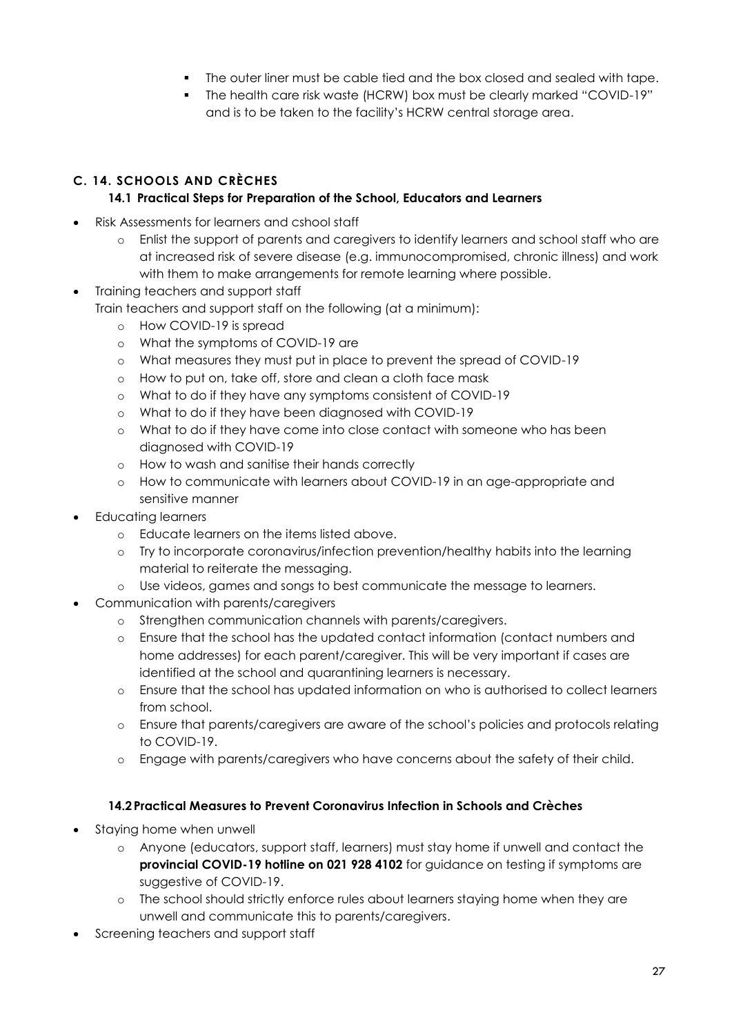- The outer liner must be cable tied and the box closed and sealed with tape.
   - The health care risk waste (HCRW) box must be clearly marked "COVID-19" and is to be taken to the facility's HCRW central storage area.

## C. 14. SCHOOLS AND CRÈCHES

### 14.1 Practical Steps for Preparation of the School, Educators and Learners

- Risk Assessments for learners and cshool staff
  - Enlist the support of parents and caregivers to identify learners and school staff who are at increased risk of severe disease (e.g. immunocompromised, chronic illness) and work with them to make arrangements for remote learning where possible.
- Training teachers and support staff

  Train teachers and support staff on the following (at a minimum):
  - How COVID-19 is spread
  - What the symptoms of COVID-19 are
  - What measures they must put in place to prevent the spread of COVID-19
  - How to put on, take off, store and clean a cloth face mask
  - What to do if they have any symptoms consistent of COVID-19
  - What to do if they have been diagnosed with COVID-19
  - What to do if they have come into close contact with someone who has been diagnosed with COVID-19
  - How to wash and sanitise their hands correctly
  - How to communicate with learners about COVID-19 in an age-appropriate and sensitive manner
- Educating learners
  - Educate learners on the items listed above.
  - Try to incorporate coronavirus/infection prevention/healthy habits into the learning material to reiterate the messaging.
  - Use videos, games and songs to best communicate the message to learners.
- Communication with parents/caregivers
  - Strengthen communication channels with parents/caregivers.
  - Ensure that the school has the updated contact information (contact numbers and home addresses) for each parent/caregiver. This will be very important if cases are identified at the school and quarantining learners is necessary.
  - Ensure that the school has updated information on who is authorised to collect learners from school.
  - Ensure that parents/caregivers are aware of the school's policies and protocols relating to COVID-19.
  - Engage with parents/caregivers who have concerns about the safety of their child.

### 14.2 Practical Measures to Prevent Coronavirus Infection in Schools and Crèches

- Staying home when unwell
  - Anyone (educators, support staff, learners) must stay home if unwell and contact the **provincial COVID-19 hotline on 021 928 4102** for guidance on testing if symptoms are suggestive of COVID-19.
  - The school should strictly enforce rules about learners staying home when they are unwell and communicate this to parents/caregivers.
- Screening teachers and support staff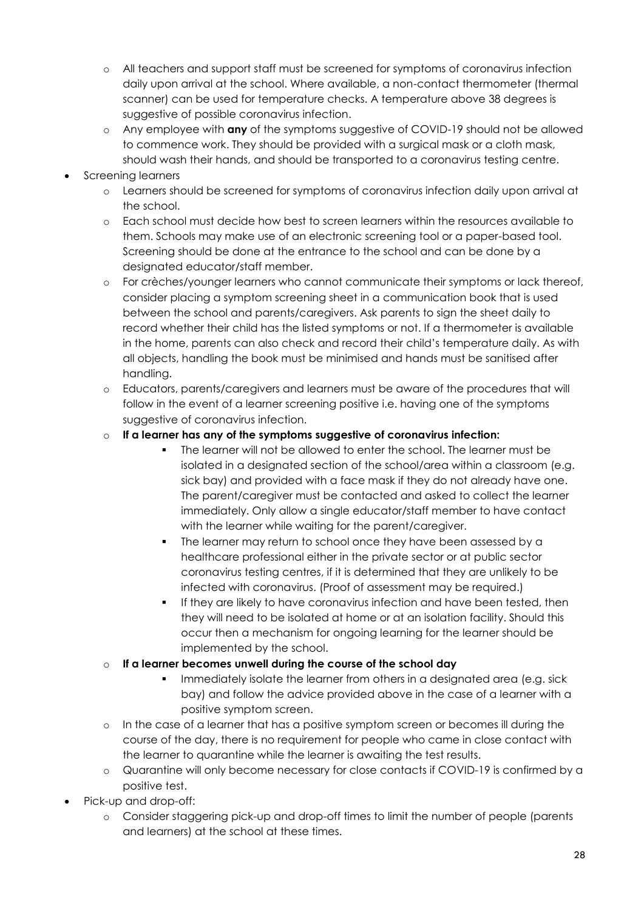- All teachers and support staff must be screened for symptoms of coronavirus infection daily upon arrival at the school. Where available, a non-contact thermometer (thermal scanner) can be used for temperature checks. A temperature above 38 degrees is suggestive of possible coronavirus infection.
  - Any employee with **any** of the symptoms suggestive of COVID-19 should not be allowed to commence work. They should be provided with a surgical mask or a cloth mask, should wash their hands, and should be transported to a coronavirus testing centre.
- Screening learners
  - Learners should be screened for symptoms of coronavirus infection daily upon arrival at the school.
  - Each school must decide how best to screen learners within the resources available to them. Schools may make use of an electronic screening tool or a paper-based tool. Screening should be done at the entrance to the school and can be done by a designated educator/staff member.
  - For crèches/younger learners who cannot communicate their symptoms or lack thereof, consider placing a symptom screening sheet in a communication book that is used between the school and parents/caregivers. Ask parents to sign the sheet daily to record whether their child has the listed symptoms or not. If a thermometer is available in the home, parents can also check and record their child's temperature daily. As with all objects, handling the book must be minimised and hands must be sanitised after handling.
  - Educators, parents/caregivers and learners must be aware of the procedures that will follow in the event of a learner screening positive i.e. having one of the symptoms suggestive of coronavirus infection.
  - **If a learner has any of the symptoms suggestive of coronavirus infection:**
    - The learner will not be allowed to enter the school. The learner must be isolated in a designated section of the school/area within a classroom (e.g. sick bay) and provided with a face mask if they do not already have one. The parent/caregiver must be contacted and asked to collect the learner immediately. Only allow a single educator/staff member to have contact with the learner while waiting for the parent/caregiver.
    - The learner may return to school once they have been assessed by a healthcare professional either in the private sector or at public sector coronavirus testing centres, if it is determined that they are unlikely to be infected with coronavirus. (Proof of assessment may be required.)
    - If they are likely to have coronavirus infection and have been tested, then they will need to be isolated at home or at an isolation facility. Should this occur then a mechanism for ongoing learning for the learner should be implemented by the school.
  - **If a learner becomes unwell during the course of the school day**
    - Immediately isolate the learner from others in a designated area (e.g. sick bay) and follow the advice provided above in the case of a learner with a positive symptom screen.
  - In the case of a learner that has a positive symptom screen or becomes ill during the course of the day, there is no requirement for people who came in close contact with the learner to quarantine while the learner is awaiting the test results.
  - Quarantine will only become necessary for close contacts if COVID-19 is confirmed by a positive test.
- Pick-up and drop-off:
  - Consider staggering pick-up and drop-off times to limit the number of people (parents and learners) at the school at these times.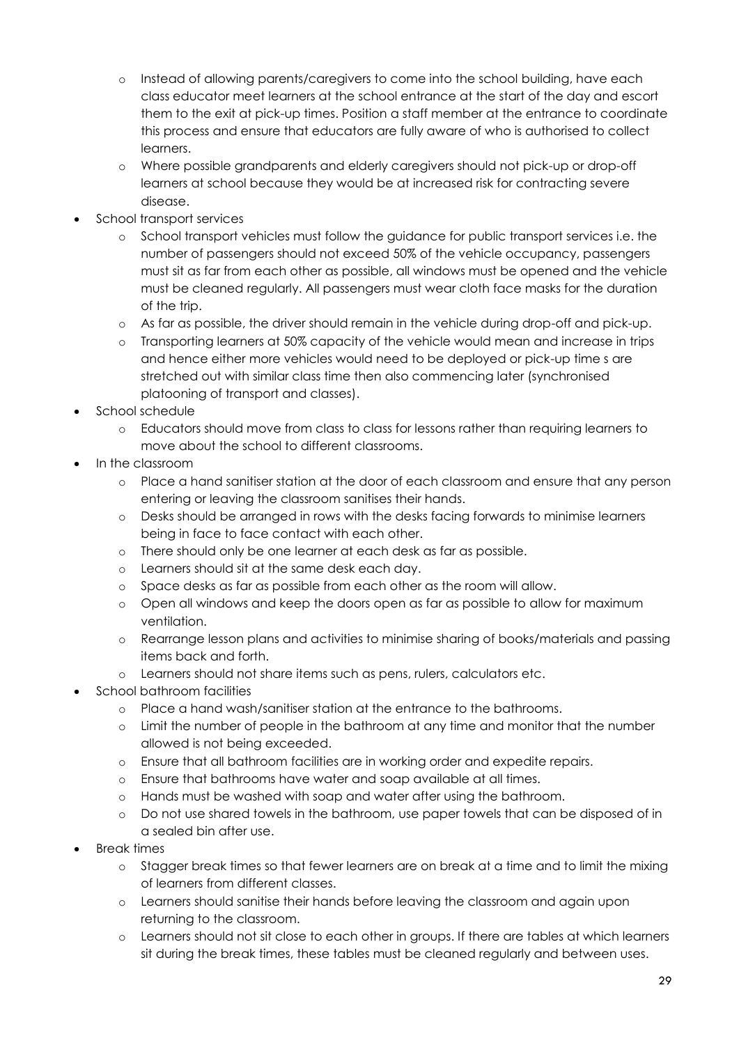- Instead of allowing parents/caregivers to come into the school building, have each class educator meet learners at the school entrance at the start of the day and escort them to the exit at pick-up times. Position a staff member at the entrance to coordinate this process and ensure that educators are fully aware of who is authorised to collect learners.
  - Where possible grandparents and elderly caregivers should not pick-up or drop-off learners at school because they would be at increased risk for contracting severe disease.
- School transport services
  - School transport vehicles must follow the guidance for public transport services i.e. the number of passengers should not exceed 50% of the vehicle occupancy, passengers must sit as far from each other as possible, all windows must be opened and the vehicle must be cleaned regularly. All passengers must wear cloth face masks for the duration of the trip.
  - As far as possible, the driver should remain in the vehicle during drop-off and pick-up.
  - Transporting learners at 50% capacity of the vehicle would mean and increase in trips and hence either more vehicles would need to be deployed or pick-up time s are stretched out with similar class time then also commencing later (synchronised platooning of transport and classes).
- School schedule
  - Educators should move from class to class for lessons rather than requiring learners to move about the school to different classrooms.
- In the classroom
  - Place a hand sanitiser station at the door of each classroom and ensure that any person entering or leaving the classroom sanitises their hands.
  - Desks should be arranged in rows with the desks facing forwards to minimise learners being in face to face contact with each other.
  - There should only be one learner at each desk as far as possible.
  - Learners should sit at the same desk each day.
  - Space desks as far as possible from each other as the room will allow.
  - Open all windows and keep the doors open as far as possible to allow for maximum ventilation.
  - Rearrange lesson plans and activities to minimise sharing of books/materials and passing items back and forth.
  - Learners should not share items such as pens, rulers, calculators etc.
- School bathroom facilities
  - Place a hand wash/sanitiser station at the entrance to the bathrooms.
  - Limit the number of people in the bathroom at any time and monitor that the number allowed is not being exceeded.
  - Ensure that all bathroom facilities are in working order and expedite repairs.
  - Ensure that bathrooms have water and soap available at all times.
  - Hands must be washed with soap and water after using the bathroom.
  - Do not use shared towels in the bathroom, use paper towels that can be disposed of in a sealed bin after use.
- Break times
  - Stagger break times so that fewer learners are on break at a time and to limit the mixing of learners from different classes.
  - Learners should sanitise their hands before leaving the classroom and again upon returning to the classroom.
  - Learners should not sit close to each other in groups. If there are tables at which learners sit during the break times, these tables must be cleaned regularly and between uses.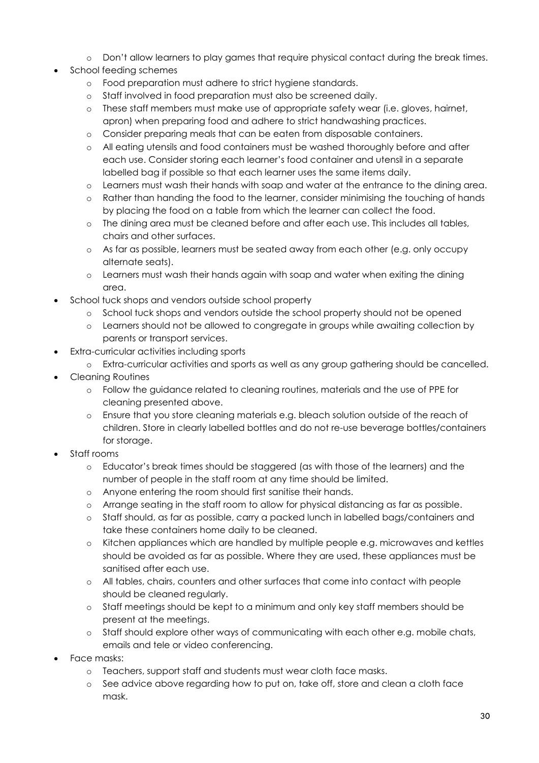- Don't allow learners to play games that require physical contact during the break times.
- School feeding schemes
    - Food preparation must adhere to strict hygiene standards.
    - Staff involved in food preparation must also be screened daily.
    - These staff members must make use of appropriate safety wear (i.e. gloves, hairnet, apron) when preparing food and adhere to strict handwashing practices.
    - Consider preparing meals that can be eaten from disposable containers.
    - All eating utensils and food containers must be washed thoroughly before and after each use. Consider storing each learner's food container and utensil in a separate labelled bag if possible so that each learner uses the same items daily.
    - Learners must wash their hands with soap and water at the entrance to the dining area.
    - Rather than handing the food to the learner, consider minimising the touching of hands by placing the food on a table from which the learner can collect the food.
    - The dining area must be cleaned before and after each use. This includes all tables, chairs and other surfaces.
    - As far as possible, learners must be seated away from each other (e.g. only occupy alternate seats).
    - Learners must wash their hands again with soap and water when exiting the dining area.
- School tuck shops and vendors outside school property
    - School tuck shops and vendors outside the school property should not be opened
    - Learners should not be allowed to congregate in groups while awaiting collection by parents or transport services.
- Extra-curricular activities including sports
    - Extra-curricular activities and sports as well as any group gathering should be cancelled.
- Cleaning Routines
    - Follow the guidance related to cleaning routines, materials and the use of PPE for cleaning presented above.
    - Ensure that you store cleaning materials e.g. bleach solution outside of the reach of children. Store in clearly labelled bottles and do not re-use beverage bottles/containers for storage.
- Staff rooms
    - Educator's break times should be staggered (as with those of the learners) and the number of people in the staff room at any time should be limited.
    - Anyone entering the room should first sanitise their hands.
    - Arrange seating in the staff room to allow for physical distancing as far as possible.
    - Staff should, as far as possible, carry a packed lunch in labelled bags/containers and take these containers home daily to be cleaned.
    - Kitchen appliances which are handled by multiple people e.g. microwaves and kettles should be avoided as far as possible. Where they are used, these appliances must be sanitised after each use.
    - All tables, chairs, counters and other surfaces that come into contact with people should be cleaned regularly.
    - Staff meetings should be kept to a minimum and only key staff members should be present at the meetings.
    - Staff should explore other ways of communicating with each other e.g. mobile chats, emails and tele or video conferencing.
- Face masks:
    - Teachers, support staff and students must wear cloth face masks.
    - See advice above regarding how to put on, take off, store and clean a cloth face mask.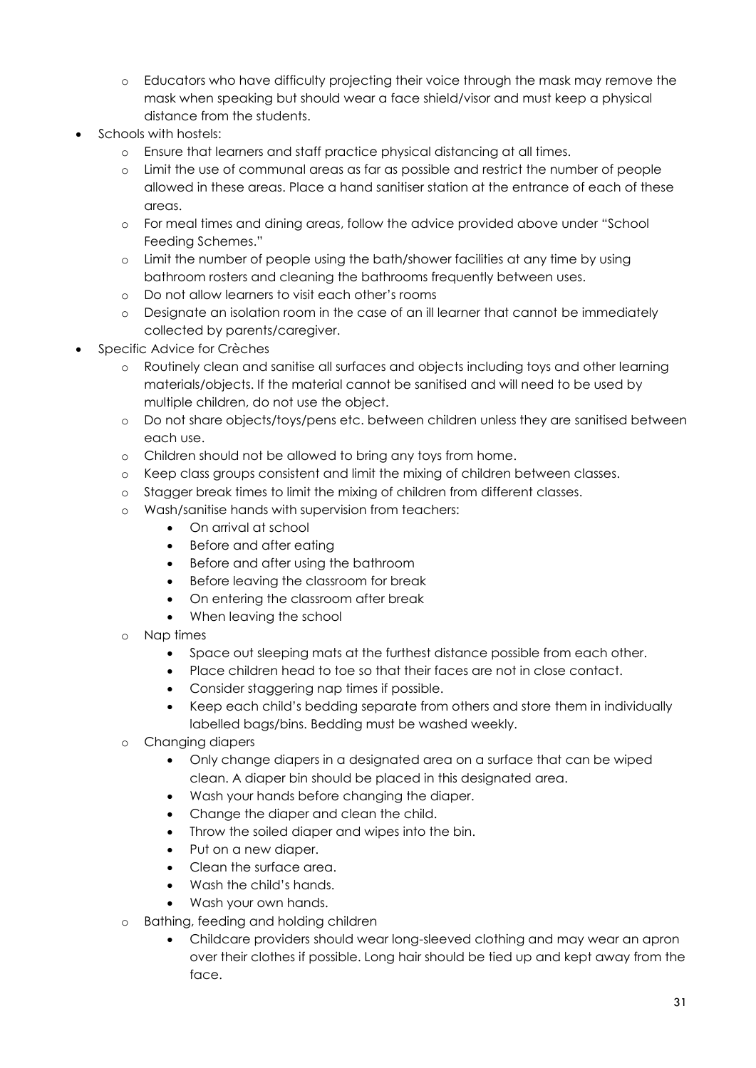- Educators who have difficulty projecting their voice through the mask may remove the mask when speaking but should wear a face shield/visor and must keep a physical distance from the students.
- Schools with hostels:
  - Ensure that learners and staff practice physical distancing at all times.
  - Limit the use of communal areas as far as possible and restrict the number of people allowed in these areas. Place a hand sanitiser station at the entrance of each of these areas.
  - For meal times and dining areas, follow the advice provided above under "School Feeding Schemes."
  - Limit the number of people using the bath/shower facilities at any time by using bathroom rosters and cleaning the bathrooms frequently between uses.
  - Do not allow learners to visit each other's rooms
  - Designate an isolation room in the case of an ill learner that cannot be immediately collected by parents/caregiver.
- Specific Advice for Crèches
  - Routinely clean and sanitise all surfaces and objects including toys and other learning materials/objects. If the material cannot be sanitised and will need to be used by multiple children, do not use the object.
  - Do not share objects/toys/pens etc. between children unless they are sanitised between each use.
  - Children should not be allowed to bring any toys from home.
  - Keep class groups consistent and limit the mixing of children between classes.
  - Stagger break times to limit the mixing of children from different classes.
  - Wash/sanitise hands with supervision from teachers:
    - On arrival at school
    - Before and after eating
    - Before and after using the bathroom
    - Before leaving the classroom for break
    - On entering the classroom after break
    - When leaving the school
  - Nap times
    - Space out sleeping mats at the furthest distance possible from each other.
    - Place children head to toe so that their faces are not in close contact.
    - Consider staggering nap times if possible.
    - Keep each child's bedding separate from others and store them in individually labelled bags/bins. Bedding must be washed weekly.
  - Changing diapers
    - Only change diapers in a designated area on a surface that can be wiped clean. A diaper bin should be placed in this designated area.
    - Wash your hands before changing the diaper.
    - Change the diaper and clean the child.
    - Throw the soiled diaper and wipes into the bin.
    - Put on a new diaper.
    - Clean the surface area.
    - Wash the child's hands.
    - Wash your own hands.
  - Bathing, feeding and holding children
    - Childcare providers should wear long-sleeved clothing and may wear an apron over their clothes if possible. Long hair should be tied up and kept away from the face.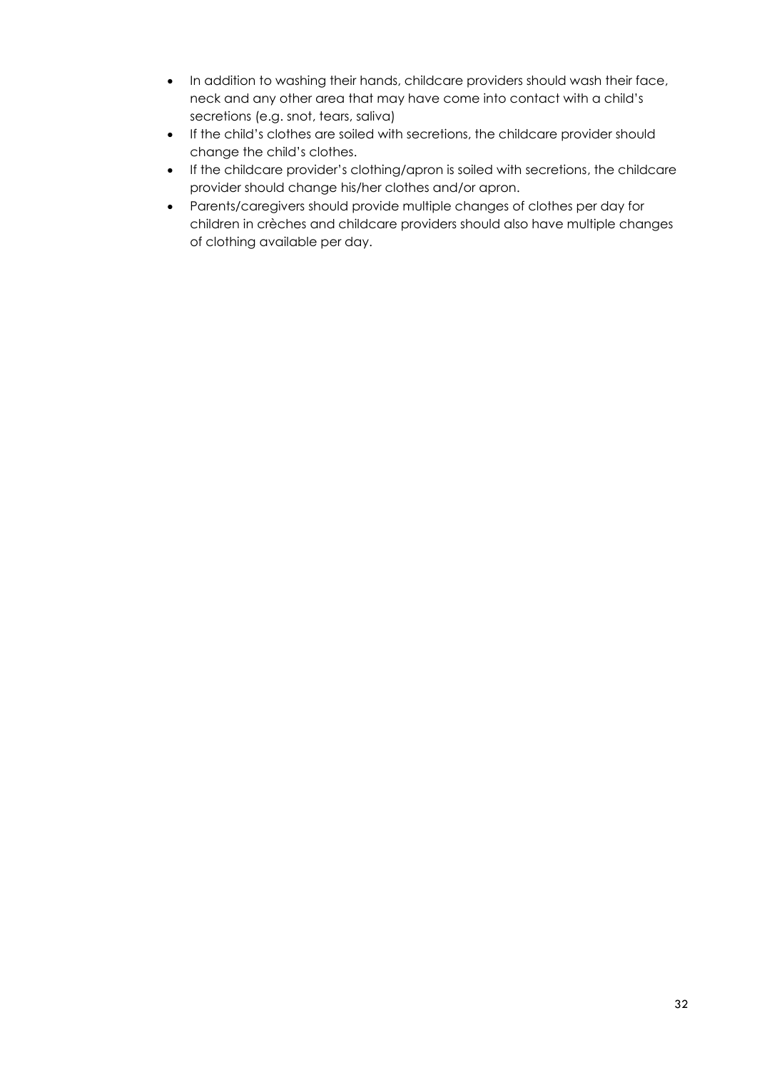- In addition to washing their hands, childcare providers should wash their face, neck and any other area that may have come into contact with a child's secretions (e.g. snot, tears, saliva)
- If the child's clothes are soiled with secretions, the childcare provider should change the child's clothes.
- If the childcare provider's clothing/apron is soiled with secretions, the childcare provider should change his/her clothes and/or apron.
- Parents/caregivers should provide multiple changes of clothes per day for children in crèches and childcare providers should also have multiple changes of clothing available per day.